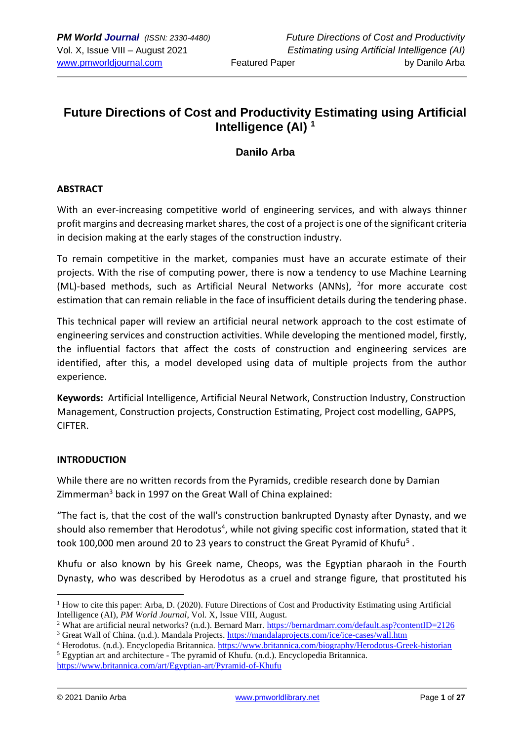# Future Directions of Cost and Productivity Estimating using Artificial Intelligence (AI) [1]

**Danilo Arba**

## ABSTRACT

With an ever-increasing competitive world of engineering services, and with always thinner profit margins and decreasing market shares, the cost of a project is one of the significant criteria in decision making at the early stages of the construction industry.

To remain competitive in the market, companies must have an accurate estimate of their projects. With the rise of computing power, there is now a tendency to use Machine Learning (ML)-based methods, such as Artificial Neural Networks (ANNs), [2]for more accurate cost estimation that can remain reliable in the face of insufficient details during the tendering phase.

This technical paper will review an artificial neural network approach to the cost estimate of engineering services and construction activities. While developing the mentioned model, firstly, the influential factors that affect the costs of construction and engineering services are identified, after this, a model developed using data of multiple projects from the author experience.

**Keywords:** Artificial Intelligence, Artificial Neural Network, Construction Industry, Construction Management, Construction projects, Construction Estimating, Project cost modelling, GAPPS, CIFTER.

## INTRODUCTION

While there are no written records from the Pyramids, credible research done by Damian Zimmerman[3] back in 1997 on the Great Wall of China explained:

"The fact is, that the cost of the wall's construction bankrupted Dynasty after Dynasty, and we should also remember that Herodotus[4], while not giving specific cost information, stated that it took 100,000 men around 20 to 23 years to construct the Great Pyramid of Khufu[5] .

Khufu or also known by his Greek name, Cheops, was the Egyptian pharaoh in the Fourth Dynasty, who was described by Herodotus as a cruel and strange figure, that prostituted his

---

[1] How to cite this paper: Arba, D. (2020). Future Directions of Cost and Productivity Estimating using Artificial Intelligence (AI), *PM World Journal*, Vol. X, Issue VIII, August.

[2] What are artificial neural networks? (n.d.). Bernard Marr. https://bernardmarr.com/default.asp?contentID=2126

[3] Great Wall of China. (n.d.). Mandala Projects. https://mandalaprojects.com/ice/ice-cases/wall.htm

[4] Herodotus. (n.d.). Encyclopedia Britannica. https://www.britannica.com/biography/Herodotus-Greek-historian

[5] Egyptian art and architecture - The pyramid of Khufu. (n.d.). Encyclopedia Britannica. https://www.britannica.com/art/Egyptian-art/Pyramid-of-Khufu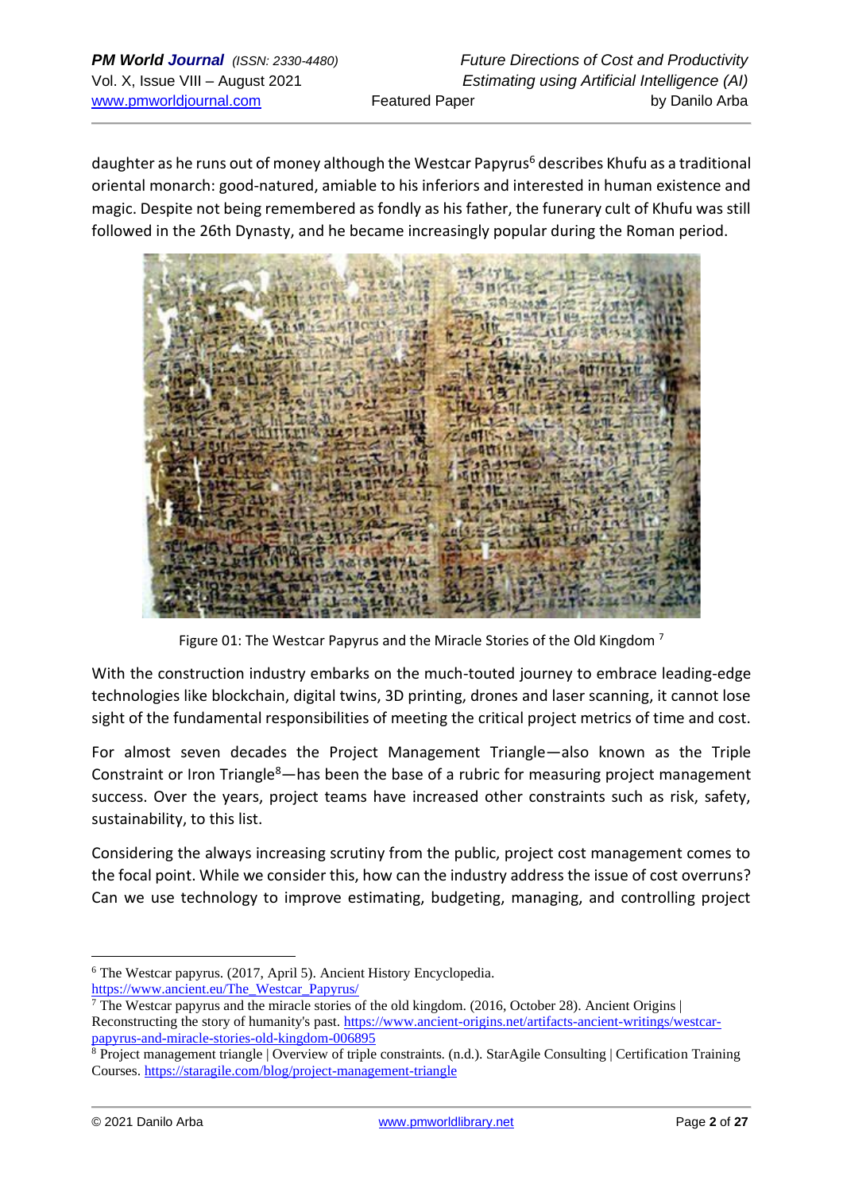daughter as he runs out of money although the Westcar Papyrus[6] describes Khufu as a traditional oriental monarch: good-natured, amiable to his inferiors and interested in human existence and magic. Despite not being remembered as fondly as his father, the funerary cult of Khufu was still followed in the 26th Dynasty, and he became increasingly popular during the Roman period.

Figure 01: The Westcar Papyrus and the Miracle Stories of the Old Kingdom [7]

With the construction industry embarks on the much-touted journey to embrace leading-edge technologies like blockchain, digital twins, 3D printing, drones and laser scanning, it cannot lose sight of the fundamental responsibilities of meeting the critical project metrics of time and cost.

For almost seven decades the Project Management Triangle—also known as the Triple Constraint or Iron Triangle[8]—has been the base of a rubric for measuring project management success. Over the years, project teams have increased other constraints such as risk, safety, sustainability, to this list.

Considering the always increasing scrutiny from the public, project cost management comes to the focal point. While we consider this, how can the industry address the issue of cost overruns? Can we use technology to improve estimating, budgeting, managing, and controlling project

---

[6] The Westcar papyrus. (2017, April 5). Ancient History Encyclopedia. https://www.ancient.eu/The_Westcar_Papyrus/

[7] The Westcar papyrus and the miracle stories of the old kingdom. (2016, October 28). Ancient Origins | Reconstructing the story of humanity's past. https://www.ancient-origins.net/artifacts-ancient-writings/westcar-papyrus-and-miracle-stories-old-kingdom-006895

[8] Project management triangle | Overview of triple constraints. (n.d.). StarAgile Consulting | Certification Training Courses. https://staragile.com/blog/project-management-triangle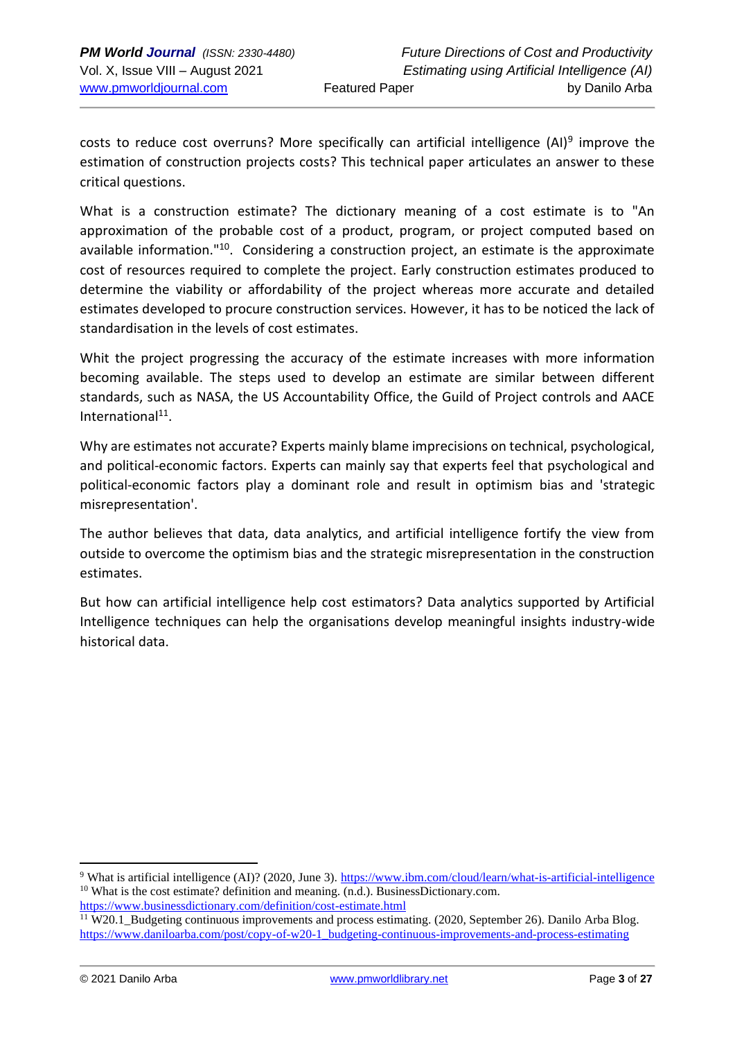costs to reduce cost overruns? More specifically can artificial intelligence (AI)[9] improve the estimation of construction projects costs? This technical paper articulates an answer to these critical questions.

What is a construction estimate? The dictionary meaning of a cost estimate is to "An approximation of the probable cost of a product, program, or project computed based on available information."[10]. Considering a construction project, an estimate is the approximate cost of resources required to complete the project. Early construction estimates produced to determine the viability or affordability of the project whereas more accurate and detailed estimates developed to procure construction services. However, it has to be noticed the lack of standardisation in the levels of cost estimates.

Whit the project progressing the accuracy of the estimate increases with more information becoming available. The steps used to develop an estimate are similar between different standards, such as NASA, the US Accountability Office, the Guild of Project controls and AACE International[11].

Why are estimates not accurate? Experts mainly blame imprecisions on technical, psychological, and political-economic factors. Experts can mainly say that experts feel that psychological and political-economic factors play a dominant role and result in optimism bias and 'strategic misrepresentation'.

The author believes that data, data analytics, and artificial intelligence fortify the view from outside to overcome the optimism bias and the strategic misrepresentation in the construction estimates.

But how can artificial intelligence help cost estimators? Data analytics supported by Artificial Intelligence techniques can help the organisations develop meaningful insights industry-wide historical data.

---

[9] What is artificial intelligence (AI)? (2020, June 3). https://www.ibm.com/cloud/learn/what-is-artificial-intelligence

[10] What is the cost estimate? definition and meaning. (n.d.). BusinessDictionary.com. https://www.businessdictionary.com/definition/cost-estimate.html

[11] W20.1_Budgeting continuous improvements and process estimating. (2020, September 26). Danilo Arba Blog. https://www.daniloarba.com/post/copy-of-w20-1_budgeting-continuous-improvements-and-process-estimating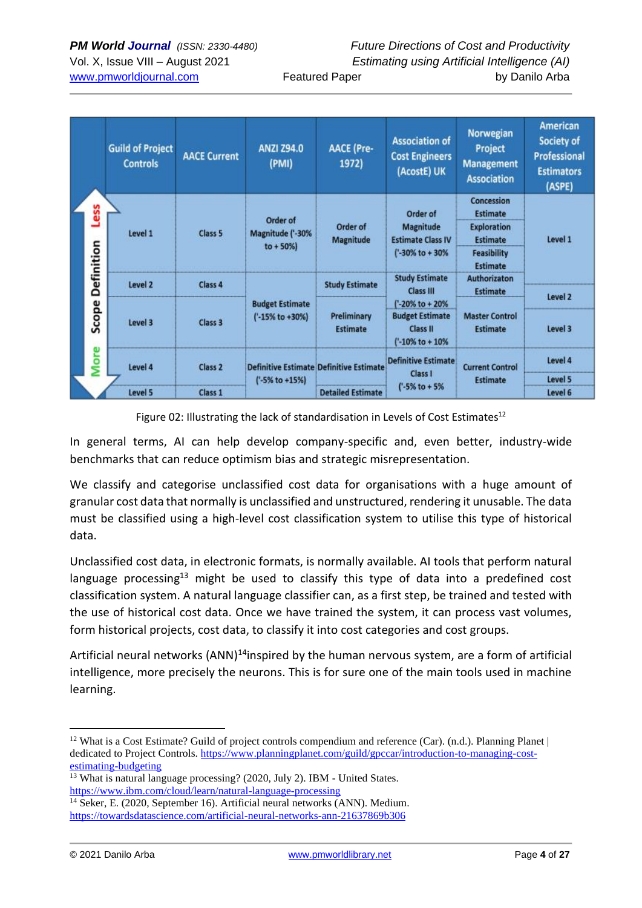| Scope Definition | Guild of Project Controls | AACE Current | ANZI Z94.0 (PMI) | AACE (Pre-1972) | Association of Cost Engineers (AcostE) UK | Norwegian Project Management Association | American Society of Professional Estimators (ASPE) |
|---|---|---|---|---|---|---|---|
| Less | Level 1 | Class 5 | Order of Magnitude ('-30% to + 50%) | Order of Magnitude | Order of Magnitude Estimate Class IV ('-30% to + 30% | Concession Estimate / Exploration Estimate / Feasibility Estimate | Level 1 |
| | Level 2 | Class 4 | Budget Estimate ('-15% to +30%) | Study Estimate | Study Estimate Class III ('-20% to + 20% | Authorizaton Estimate | Level 2 |
| | Level 3 | Class 3 | | Preliminary Estimate | Budget Estimate Class II ('-10% to + 10% | Master Control Estimate | Level 3 |
| | Level 4 | Class 2 | Definitive Estimate ('-5% to +15%) | Definitive Estimate | Definitive Estimate Class I ('-5% to + 5% | Current Control Estimate | Level 4 / Level 5 |
| More | Level 5 | Class 1 | | Detailed Estimate | | | Level 6 |

Figure 02: Illustrating the lack of standardisation in Levels of Cost Estimates[12]

In general terms, AI can help develop company-specific and, even better, industry-wide benchmarks that can reduce optimism bias and strategic misrepresentation.

We classify and categorise unclassified cost data for organisations with a huge amount of granular cost data that normally is unclassified and unstructured, rendering it unusable. The data must be classified using a high-level cost classification system to utilise this type of historical data.

Unclassified cost data, in electronic formats, is normally available. AI tools that perform natural language processing[13] might be used to classify this type of data into a predefined cost classification system. A natural language classifier can, as a first step, be trained and tested with the use of historical cost data. Once we have trained the system, it can process vast volumes, form historical projects, cost data, to classify it into cost categories and cost groups.

Artificial neural networks (ANN)[14]inspired by the human nervous system, are a form of artificial intelligence, more precisely the neurons. This is for sure one of the main tools used in machine learning.

---

[12] What is a Cost Estimate? Guild of project controls compendium and reference (Car). (n.d.). Planning Planet | dedicated to Project Controls. https://www.planningplanet.com/guild/gpccar/introduction-to-managing-cost-estimating-budgeting

[13] What is natural language processing? (2020, July 2). IBM - United States. https://www.ibm.com/cloud/learn/natural-language-processing

[14] Seker, E. (2020, September 16). Artificial neural networks (ANN). Medium. https://towardsdatascience.com/artificial-neural-networks-ann-21637869b306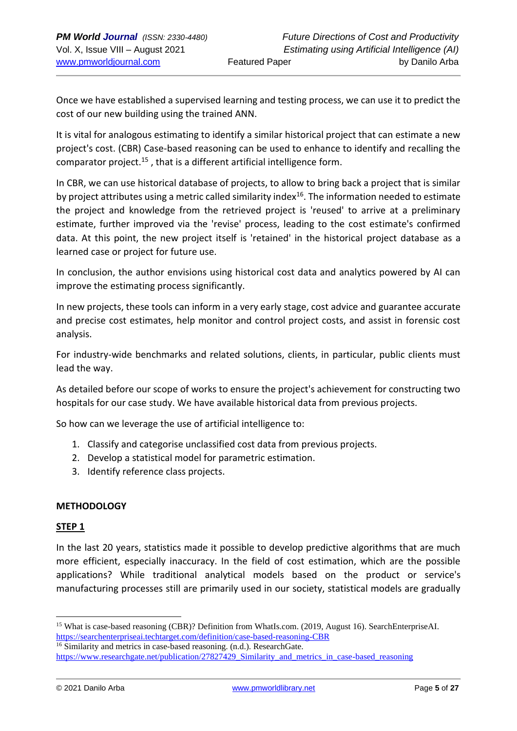Once we have established a supervised learning and testing process, we can use it to predict the cost of our new building using the trained ANN.

It is vital for analogous estimating to identify a similar historical project that can estimate a new project's cost. (CBR) Case-based reasoning can be used to enhance to identify and recalling the comparator project.[15] , that is a different artificial intelligence form.

In CBR, we can use historical database of projects, to allow to bring back a project that is similar by project attributes using a metric called similarity index[16]. The information needed to estimate the project and knowledge from the retrieved project is 'reused' to arrive at a preliminary estimate, further improved via the 'revise' process, leading to the cost estimate's confirmed data. At this point, the new project itself is 'retained' in the historical project database as a learned case or project for future use.

In conclusion, the author envisions using historical cost data and analytics powered by AI can improve the estimating process significantly.

In new projects, these tools can inform in a very early stage, cost advice and guarantee accurate and precise cost estimates, help monitor and control project costs, and assist in forensic cost analysis.

For industry-wide benchmarks and related solutions, clients, in particular, public clients must lead the way.

As detailed before our scope of works to ensure the project's achievement for constructing two hospitals for our case study. We have available historical data from previous projects.

So how can we leverage the use of artificial intelligence to:

1. Classify and categorise unclassified cost data from previous projects.
2. Develop a statistical model for parametric estimation.
3. Identify reference class projects.

## METHODOLOGY

### STEP 1

In the last 20 years, statistics made it possible to develop predictive algorithms that are much more efficient, especially inaccuracy. In the field of cost estimation, which are the possible applications? While traditional analytical models based on the product or service's manufacturing processes still are primarily used in our society, statistical models are gradually

---

[15] What is case-based reasoning (CBR)? Definition from WhatIs.com. (2019, August 16). SearchEnterpriseAI. https://searchenterpriseai.techtarget.com/definition/case-based-reasoning-CBR

[16] Similarity and metrics in case-based reasoning. (n.d.). ResearchGate. https://www.researchgate.net/publication/27827429_Similarity_and_metrics_in_case-based_reasoning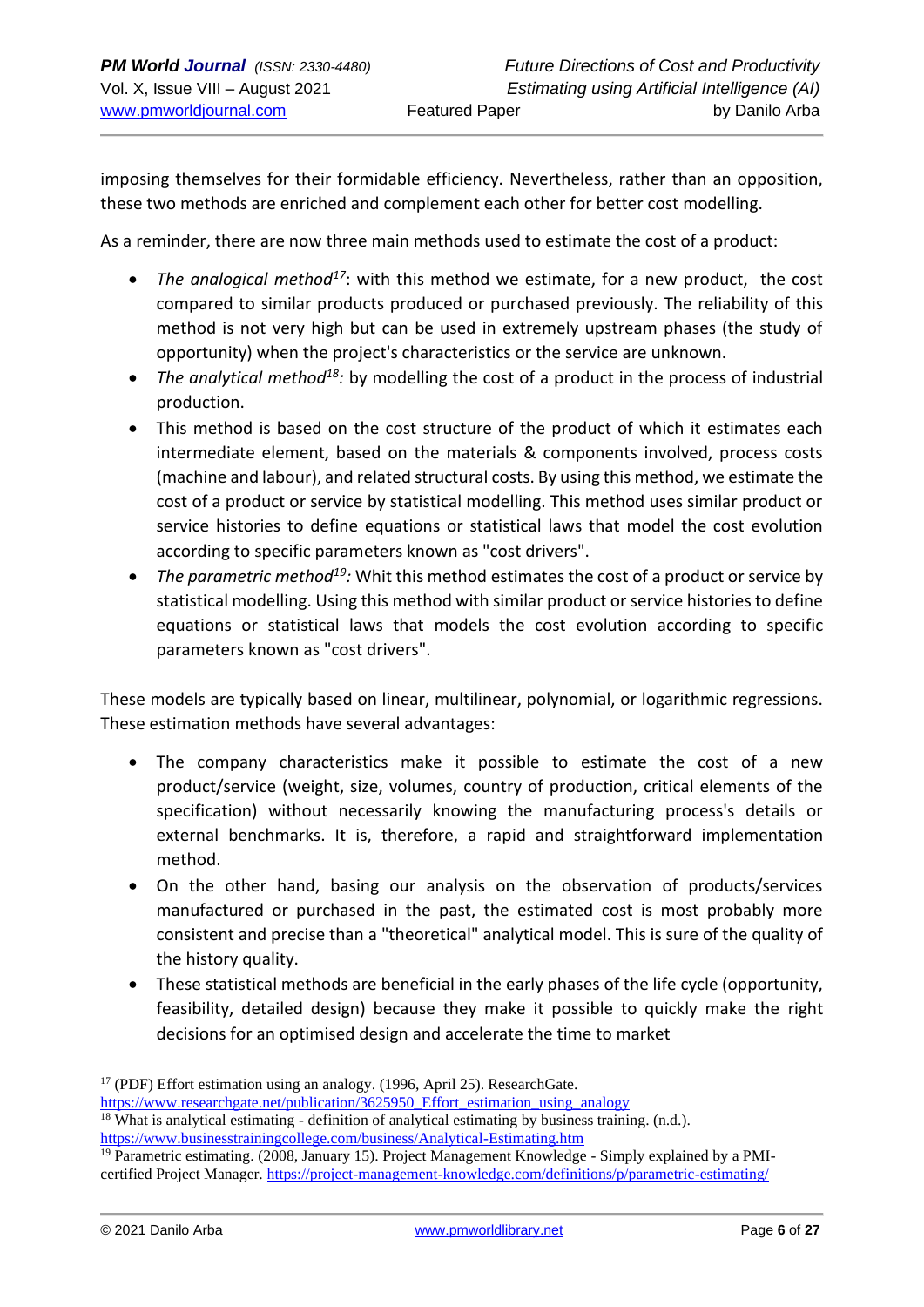imposing themselves for their formidable efficiency. Nevertheless, rather than an opposition, these two methods are enriched and complement each other for better cost modelling.

As a reminder, there are now three main methods used to estimate the cost of a product:

- *The analogical method*[17]: with this method we estimate, for a new product, the cost compared to similar products produced or purchased previously. The reliability of this method is not very high but can be used in extremely upstream phases (the study of opportunity) when the project's characteristics or the service are unknown.
- *The analytical method*[18]*:* by modelling the cost of a product in the process of industrial production.
- This method is based on the cost structure of the product of which it estimates each intermediate element, based on the materials & components involved, process costs (machine and labour), and related structural costs. By using this method, we estimate the cost of a product or service by statistical modelling. This method uses similar product or service histories to define equations or statistical laws that model the cost evolution according to specific parameters known as "cost drivers".
- *The parametric method*[19]*:* Whit this method estimates the cost of a product or service by statistical modelling. Using this method with similar product or service histories to define equations or statistical laws that models the cost evolution according to specific parameters known as "cost drivers".

These models are typically based on linear, multilinear, polynomial, or logarithmic regressions. These estimation methods have several advantages:

- The company characteristics make it possible to estimate the cost of a new product/service (weight, size, volumes, country of production, critical elements of the specification) without necessarily knowing the manufacturing process's details or external benchmarks. It is, therefore, a rapid and straightforward implementation method.
- On the other hand, basing our analysis on the observation of products/services manufactured or purchased in the past, the estimated cost is most probably more consistent and precise than a "theoretical" analytical model. This is sure of the quality of the history quality.
- These statistical methods are beneficial in the early phases of the life cycle (opportunity, feasibility, detailed design) because they make it possible to quickly make the right decisions for an optimised design and accelerate the time to market

---

[17] (PDF) Effort estimation using an analogy. (1996, April 25). ResearchGate. https://www.researchgate.net/publication/3625950_Effort_estimation_using_analogy

[18] What is analytical estimating - definition of analytical estimating by business training. (n.d.). https://www.businesstrainingcollege.com/business/Analytical-Estimating.htm

[19] Parametric estimating. (2008, January 15). Project Management Knowledge - Simply explained by a PMI-certified Project Manager. https://project-management-knowledge.com/definitions/p/parametric-estimating/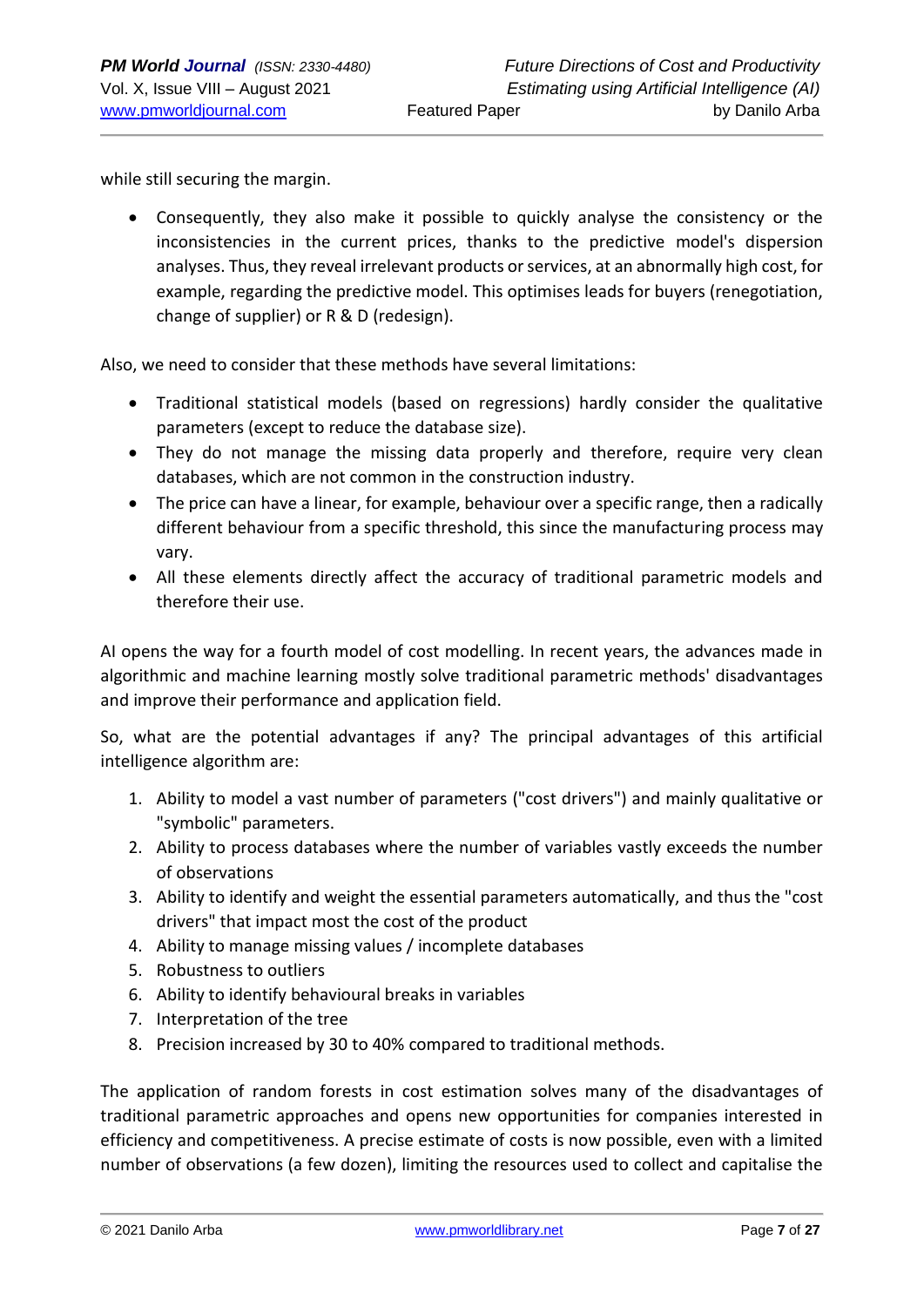while still securing the margin.

- Consequently, they also make it possible to quickly analyse the consistency or the inconsistencies in the current prices, thanks to the predictive model's dispersion analyses. Thus, they reveal irrelevant products or services, at an abnormally high cost, for example, regarding the predictive model. This optimises leads for buyers (renegotiation, change of supplier) or R & D (redesign).

Also, we need to consider that these methods have several limitations:

- Traditional statistical models (based on regressions) hardly consider the qualitative parameters (except to reduce the database size).
- They do not manage the missing data properly and therefore, require very clean databases, which are not common in the construction industry.
- The price can have a linear, for example, behaviour over a specific range, then a radically different behaviour from a specific threshold, this since the manufacturing process may vary.
- All these elements directly affect the accuracy of traditional parametric models and therefore their use.

AI opens the way for a fourth model of cost modelling. In recent years, the advances made in algorithmic and machine learning mostly solve traditional parametric methods' disadvantages and improve their performance and application field.

So, what are the potential advantages if any? The principal advantages of this artificial intelligence algorithm are:

1. Ability to model a vast number of parameters ("cost drivers") and mainly qualitative or "symbolic" parameters.
2. Ability to process databases where the number of variables vastly exceeds the number of observations
3. Ability to identify and weight the essential parameters automatically, and thus the "cost drivers" that impact most the cost of the product
4. Ability to manage missing values / incomplete databases
5. Robustness to outliers
6. Ability to identify behavioural breaks in variables
7. Interpretation of the tree
8. Precision increased by 30 to 40% compared to traditional methods.

The application of random forests in cost estimation solves many of the disadvantages of traditional parametric approaches and opens new opportunities for companies interested in efficiency and competitiveness. A precise estimate of costs is now possible, even with a limited number of observations (a few dozen), limiting the resources used to collect and capitalise the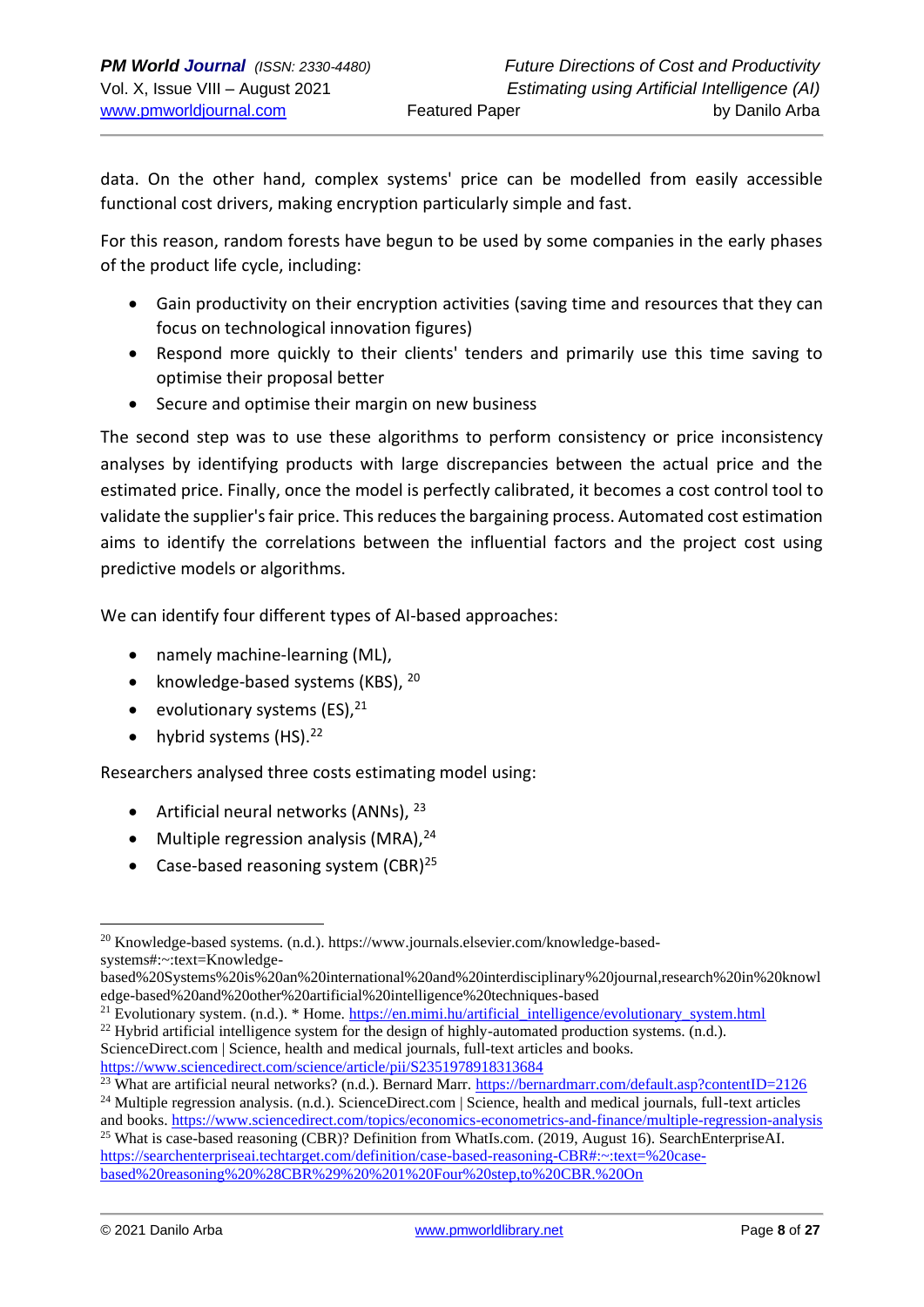data. On the other hand, complex systems' price can be modelled from easily accessible functional cost drivers, making encryption particularly simple and fast.

For this reason, random forests have begun to be used by some companies in the early phases of the product life cycle, including:

- Gain productivity on their encryption activities (saving time and resources that they can focus on technological innovation figures)
- Respond more quickly to their clients' tenders and primarily use this time saving to optimise their proposal better
- Secure and optimise their margin on new business

The second step was to use these algorithms to perform consistency or price inconsistency analyses by identifying products with large discrepancies between the actual price and the estimated price. Finally, once the model is perfectly calibrated, it becomes a cost control tool to validate the supplier's fair price. This reduces the bargaining process. Automated cost estimation aims to identify the correlations between the influential factors and the project cost using predictive models or algorithms.

We can identify four different types of AI-based approaches:

- namely machine-learning (ML),
- knowledge-based systems (KBS), [20]
- evolutionary systems (ES),[21]
- hybrid systems (HS).[22]

Researchers analysed three costs estimating model using:

- Artificial neural networks (ANNs), [23]
- Multiple regression analysis (MRA),[24]
- Case-based reasoning system (CBR)[25]

---

[20] Knowledge-based systems. (n.d.). https://www.journals.elsevier.com/knowledge-based-systems#:~:text=Knowledge-based%20Systems%20is%20an%20international%20and%20interdisciplinary%20journal,research%20in%20knowledge-based%20and%20other%20artificial%20intelligence%20techniques-based

[21] Evolutionary system. (n.d.). * Home. https://en.mimi.hu/artificial_intelligence/evolutionary_system.html

[22] Hybrid artificial intelligence system for the design of highly-automated production systems. (n.d.). ScienceDirect.com | Science, health and medical journals, full-text articles and books. https://www.sciencedirect.com/science/article/pii/S2351978918313684

[23] What are artificial neural networks? (n.d.). Bernard Marr. https://bernardmarr.com/default.asp?contentID=2126

[24] Multiple regression analysis. (n.d.). ScienceDirect.com | Science, health and medical journals, full-text articles and books. https://www.sciencedirect.com/topics/economics-econometrics-and-finance/multiple-regression-analysis

[25] What is case-based reasoning (CBR)? Definition from WhatIs.com. (2019, August 16). SearchEnterpriseAI. https://searchenterpriseai.techtarget.com/definition/case-based-reasoning-CBR#:~:text=%20case-based%20reasoning%20%28CBR%29%20%201%20Four%20step,to%20CBR.%20On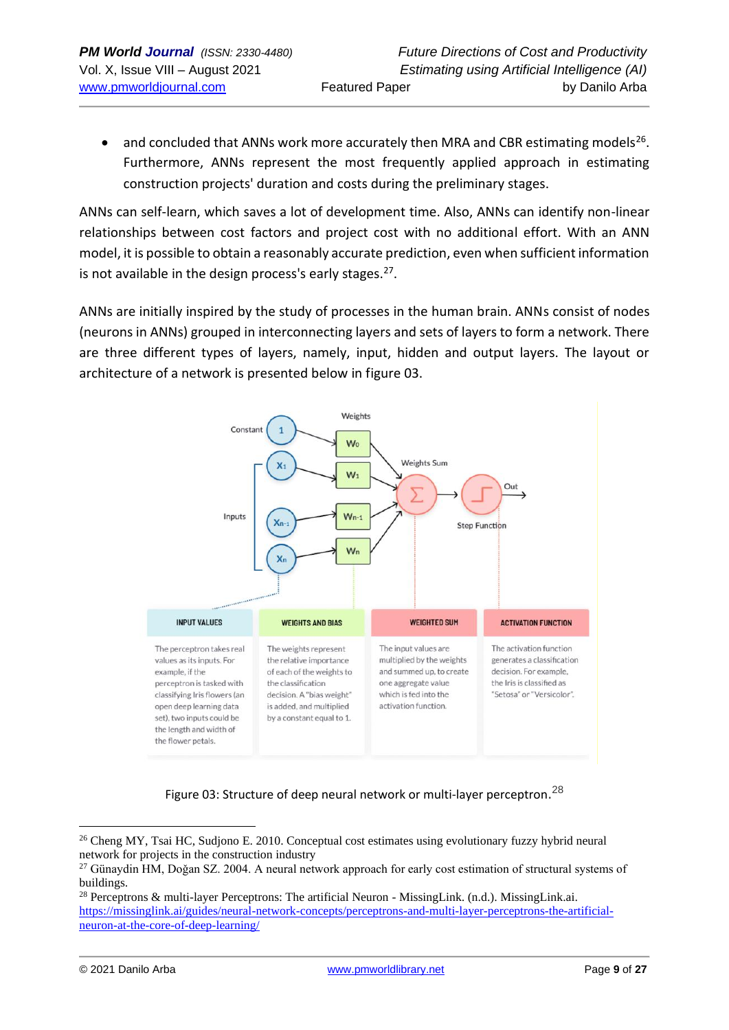- and concluded that ANNs work more accurately then MRA and CBR estimating models[26]. Furthermore, ANNs represent the most frequently applied approach in estimating construction projects' duration and costs during the preliminary stages.

ANNs can self-learn, which saves a lot of development time. Also, ANNs can identify non-linear relationships between cost factors and project cost with no additional effort. With an ANN model, it is possible to obtain a reasonably accurate prediction, even when sufficient information is not available in the design process's early stages.[27].

ANNs are initially inspired by the study of processes in the human brain. ANNs consist of nodes (neurons in ANNs) grouped in interconnecting layers and sets of layers to form a network. There are three different types of layers, namely, input, hidden and output layers. The layout or architecture of a network is presented below in figure 03.

| INPUT VALUES | WEIGHTS AND BIAS | WEIGHTED SUM | ACTIVATION FUNCTION |
| --- | --- | --- | --- |
| The perceptron takes real values as its inputs. For example, if the perceptron is tasked with classifying Iris flowers (an open deep learning data set), two inputs could be the length and width of the flower petals. | The weights represent the relative importance of each of the weights to the classification decision. A "bias weight" is added, and multiplied by a constant equal to 1. | The input values are multiplied by the weights and summed up, to create one aggregate value which is fed into the activation function. | The activation function generates a classification decision. For example, the Iris is classified as "Setosa" or "Versicolor". |

Figure 03: Structure of deep neural network or multi-layer perceptron.[28]

---

[26] Cheng MY, Tsai HC, Sudjono E. 2010. Conceptual cost estimates using evolutionary fuzzy hybrid neural network for projects in the construction industry

[27] Günaydin HM, Doğan SZ. 2004. A neural network approach for early cost estimation of structural systems of buildings.

[28] Perceptrons & multi-layer Perceptrons: The artificial Neuron - MissingLink. (n.d.). MissingLink.ai. https://missinglink.ai/guides/neural-network-concepts/perceptrons-and-multi-layer-perceptrons-the-artificial-neuron-at-the-core-of-deep-learning/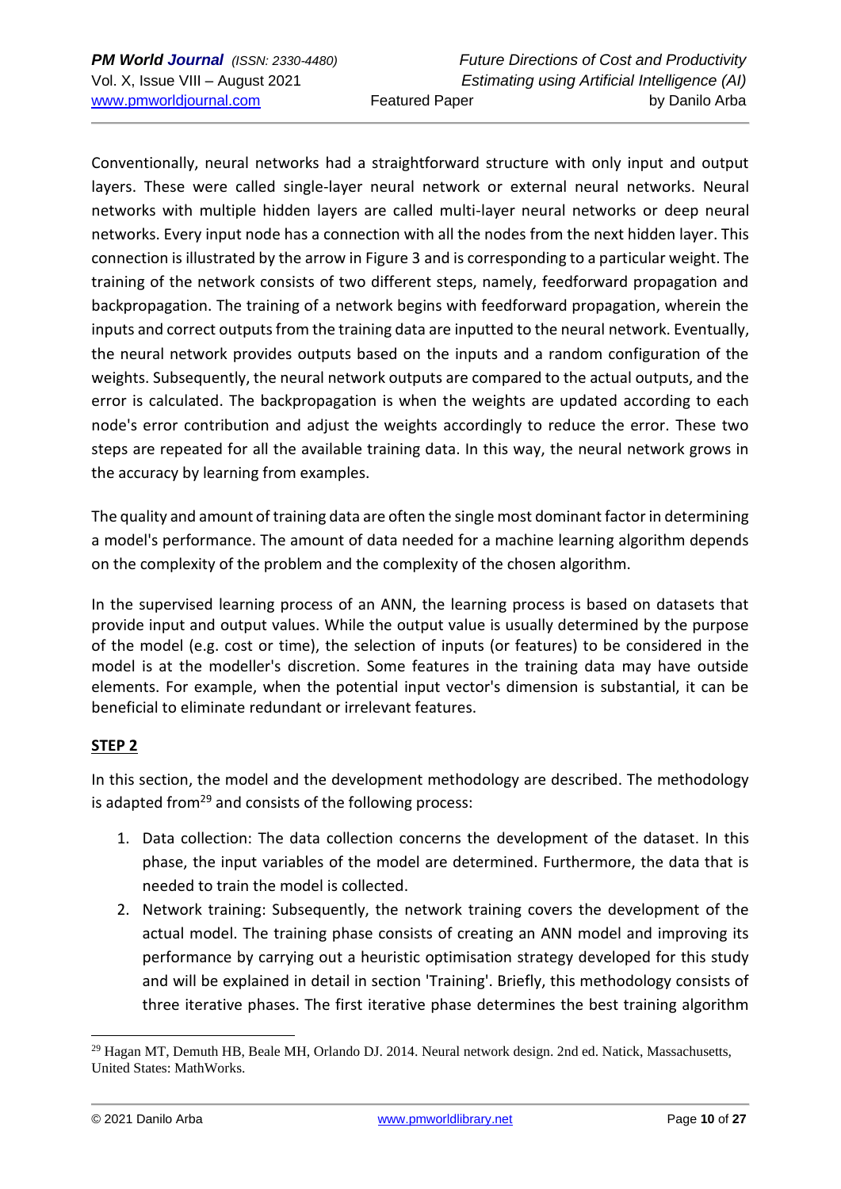Conventionally, neural networks had a straightforward structure with only input and output layers. These were called single-layer neural network or external neural networks. Neural networks with multiple hidden layers are called multi-layer neural networks or deep neural networks. Every input node has a connection with all the nodes from the next hidden layer. This connection is illustrated by the arrow in Figure 3 and is corresponding to a particular weight. The training of the network consists of two different steps, namely, feedforward propagation and backpropagation. The training of a network begins with feedforward propagation, wherein the inputs and correct outputs from the training data are inputted to the neural network. Eventually, the neural network provides outputs based on the inputs and a random configuration of the weights. Subsequently, the neural network outputs are compared to the actual outputs, and the error is calculated. The backpropagation is when the weights are updated according to each node's error contribution and adjust the weights accordingly to reduce the error. These two steps are repeated for all the available training data. In this way, the neural network grows in the accuracy by learning from examples.

The quality and amount of training data are often the single most dominant factor in determining a model's performance. The amount of data needed for a machine learning algorithm depends on the complexity of the problem and the complexity of the chosen algorithm.

In the supervised learning process of an ANN, the learning process is based on datasets that provide input and output values. While the output value is usually determined by the purpose of the model (e.g. cost or time), the selection of inputs (or features) to be considered in the model is at the modeller's discretion. Some features in the training data may have outside elements. For example, when the potential input vector's dimension is substantial, it can be beneficial to eliminate redundant or irrelevant features.

**STEP 2**

In this section, the model and the development methodology are described. The methodology is adapted from[29] and consists of the following process:

1. Data collection: The data collection concerns the development of the dataset. In this phase, the input variables of the model are determined. Furthermore, the data that is needed to train the model is collected.
2. Network training: Subsequently, the network training covers the development of the actual model. The training phase consists of creating an ANN model and improving its performance by carrying out a heuristic optimisation strategy developed for this study and will be explained in detail in section 'Training'. Briefly, this methodology consists of three iterative phases. The first iterative phase determines the best training algorithm

---

[29] Hagan MT, Demuth HB, Beale MH, Orlando DJ. 2014. Neural network design. 2nd ed. Natick, Massachusetts, United States: MathWorks.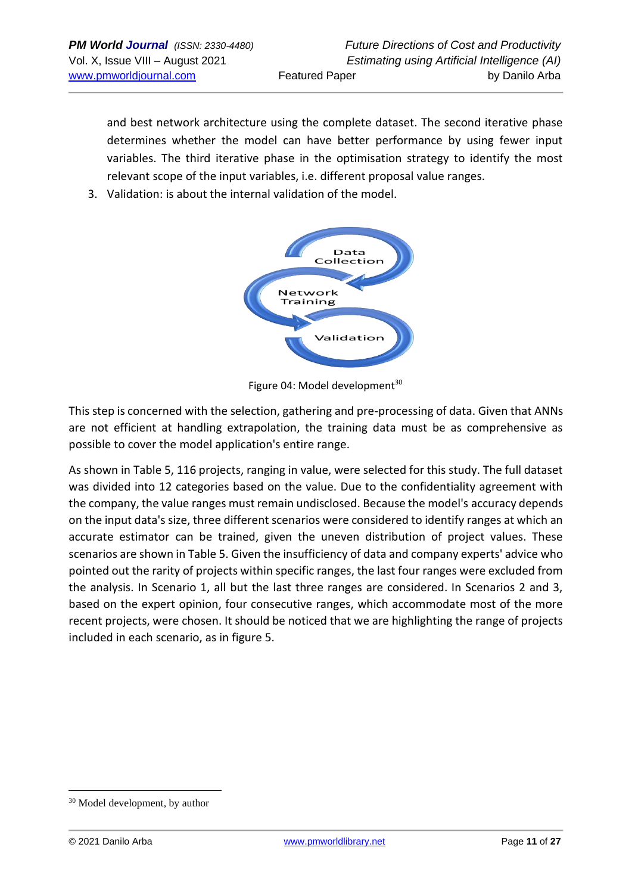and best network architecture using the complete dataset. The second iterative phase determines whether the model can have better performance by using fewer input variables. The third iterative phase in the optimisation strategy to identify the most relevant scope of the input variables, i.e. different proposal value ranges.

3. Validation: is about the internal validation of the model.

Figure 04: Model development[30]

This step is concerned with the selection, gathering and pre-processing of data. Given that ANNs are not efficient at handling extrapolation, the training data must be as comprehensive as possible to cover the model application's entire range.

As shown in Table 5, 116 projects, ranging in value, were selected for this study. The full dataset was divided into 12 categories based on the value. Due to the confidentiality agreement with the company, the value ranges must remain undisclosed. Because the model's accuracy depends on the input data's size, three different scenarios were considered to identify ranges at which an accurate estimator can be trained, given the uneven distribution of project values. These scenarios are shown in Table 5. Given the insufficiency of data and company experts' advice who pointed out the rarity of projects within specific ranges, the last four ranges were excluded from the analysis. In Scenario 1, all but the last three ranges are considered. In Scenarios 2 and 3, based on the expert opinion, four consecutive ranges, which accommodate most of the more recent projects, were chosen. It should be noticed that we are highlighting the range of projects included in each scenario, as in figure 5.

[30] Model development, by author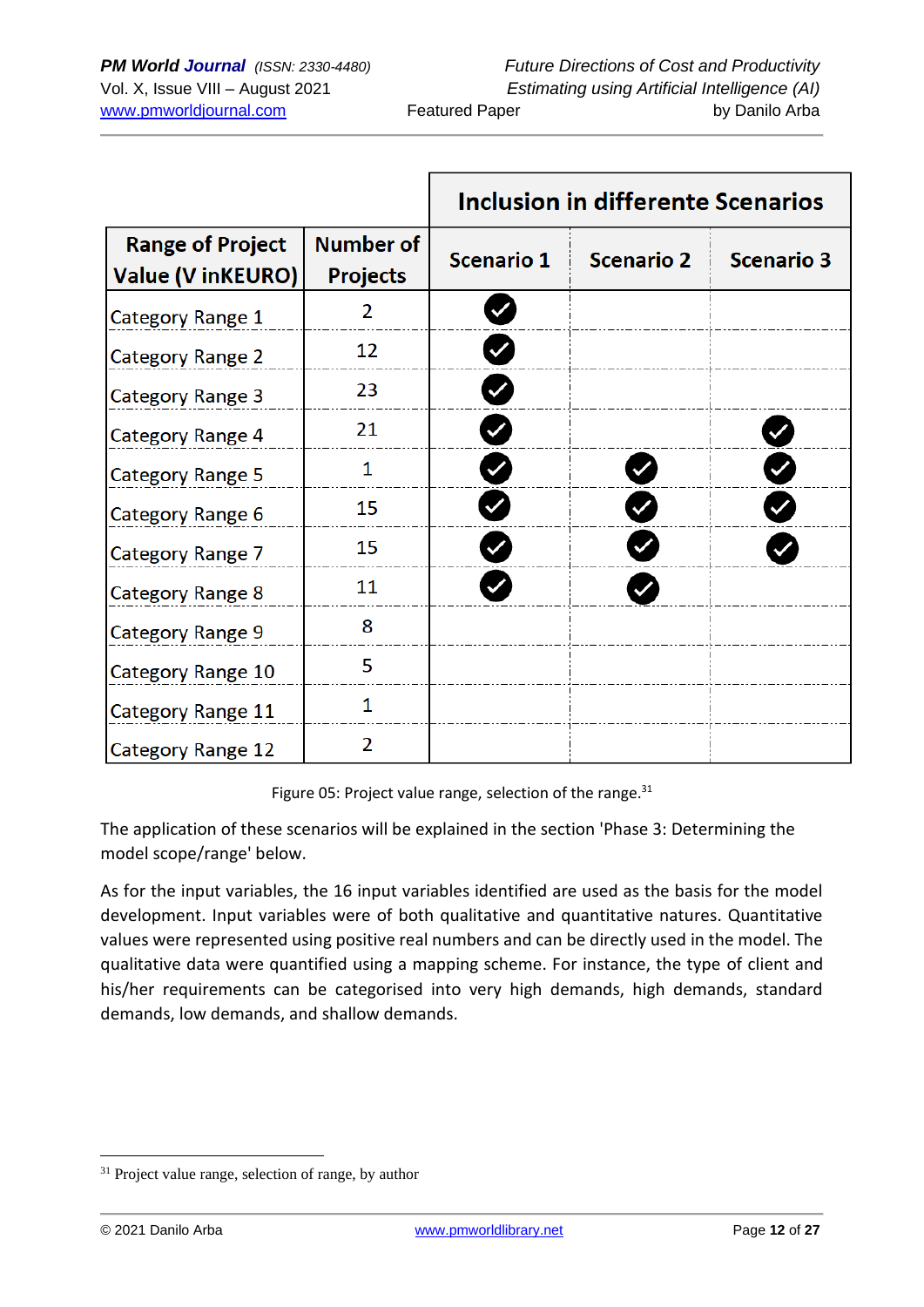| Range of Project Value (V inKEURO) | Number of Projects | Inclusion in differente Scenarios | | |
|---|---|---|---|---|
| | | Scenario 1 | Scenario 2 | Scenario 3 |
| Category Range 1 | 2 | ✔ | | |
| Category Range 2 | 12 | ✔ | | |
| Category Range 3 | 23 | ✔ | | |
| Category Range 4 | 21 | ✔ | | ✔ |
| Category Range 5 | 1 | ✔ | ✔ | ✔ |
| Category Range 6 | 15 | ✔ | ✔ | ✔ |
| Category Range 7 | 15 | ✔ | ✔ | ✔ |
| Category Range 8 | 11 | ✔ | ✔ | |
| Category Range 9 | 8 | | | |
| Category Range 10 | 5 | | | |
| Category Range 11 | 1 | | | |
| Category Range 12 | 2 | | | |

Figure 05: Project value range, selection of the range.[31]

The application of these scenarios will be explained in the section 'Phase 3: Determining the model scope/range' below.

As for the input variables, the 16 input variables identified are used as the basis for the model development. Input variables were of both qualitative and quantitative natures. Quantitative values were represented using positive real numbers and can be directly used in the model. The qualitative data were quantified using a mapping scheme. For instance, the type of client and his/her requirements can be categorised into very high demands, high demands, standard demands, low demands, and shallow demands.

[31] Project value range, selection of range, by author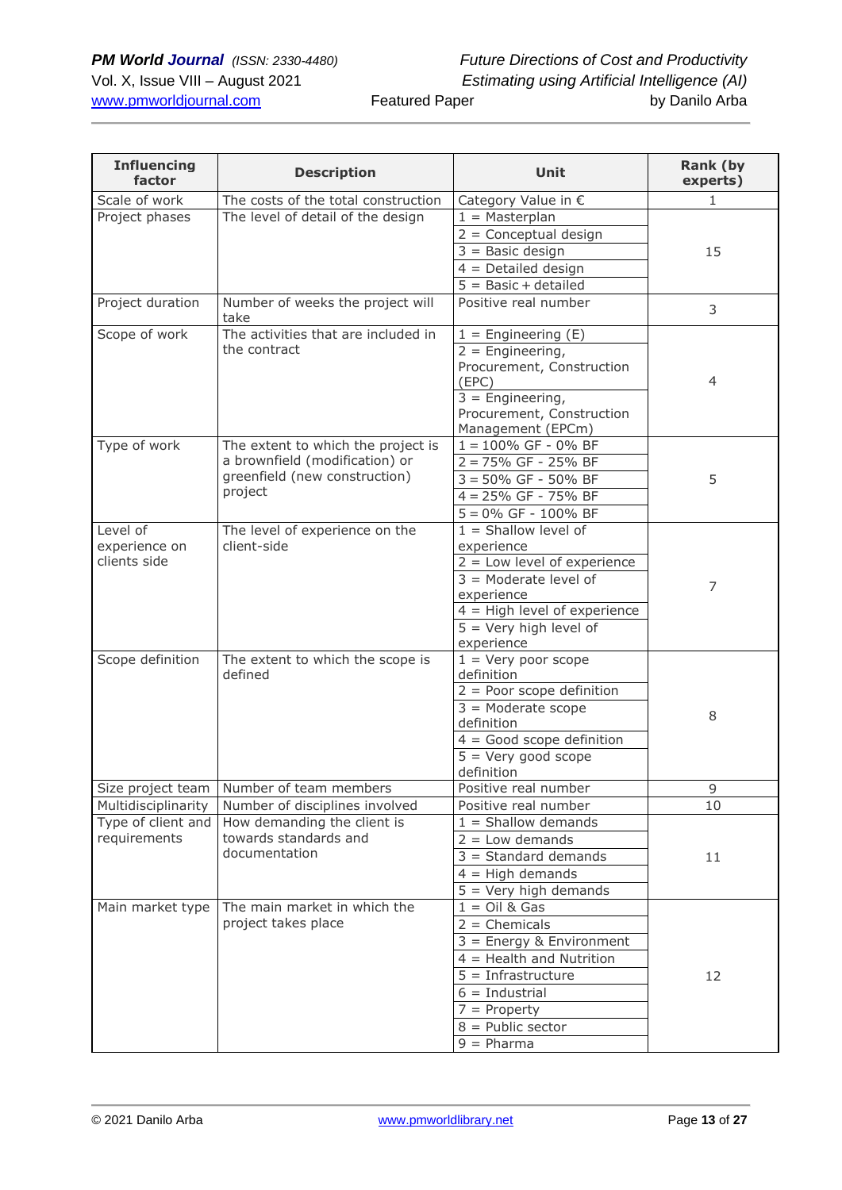| Influencing factor | Description | Unit | Rank (by experts) |
|---|---|---|---|
| Scale of work | The costs of the total construction | Category Value in € | 1 |
| Project phases | The level of detail of the design | 1 = Masterplan<br>2 = Conceptual design<br>3 = Basic design<br>4 = Detailed design<br>5 = Basic + detailed | 15 |
| Project duration | Number of weeks the project will take | Positive real number | 3 |
| Scope of work | The activities that are included in the contract | 1 = Engineering (E)<br>2 = Engineering, Procurement, Construction (EPC)<br>3 = Engineering, Procurement, Construction Management (EPCm) | 4 |
| Type of work | The extent to which the project is a brownfield (modification) or greenfield (new construction) project | 1 = 100% GF - 0% BF<br>2 = 75% GF - 25% BF<br>3 = 50% GF - 50% BF<br>4 = 25% GF - 75% BF<br>5 = 0% GF - 100% BF | 5 |
| Level of experience on clients side | The level of experience on the client-side | 1 = Shallow level of experience<br>2 = Low level of experience<br>3 = Moderate level of experience<br>4 = High level of experience<br>5 = Very high level of experience | 7 |
| Scope definition | The extent to which the scope is defined | 1 = Very poor scope definition<br>2 = Poor scope definition<br>3 = Moderate scope definition<br>4 = Good scope definition<br>5 = Very good scope definition | 8 |
| Size project team | Number of team members | Positive real number | 9 |
| Multidisciplinarity | Number of disciplines involved | Positive real number | 10 |
| Type of client and requirements | How demanding the client is towards standards and documentation | 1 = Shallow demands<br>2 = Low demands<br>3 = Standard demands<br>4 = High demands<br>5 = Very high demands | 11 |
| Main market type | The main market in which the project takes place | 1 = Oil & Gas<br>2 = Chemicals<br>3 = Energy & Environment<br>4 = Health and Nutrition<br>5 = Infrastructure<br>6 = Industrial<br>7 = Property<br>8 = Public sector<br>9 = Pharma | 12 |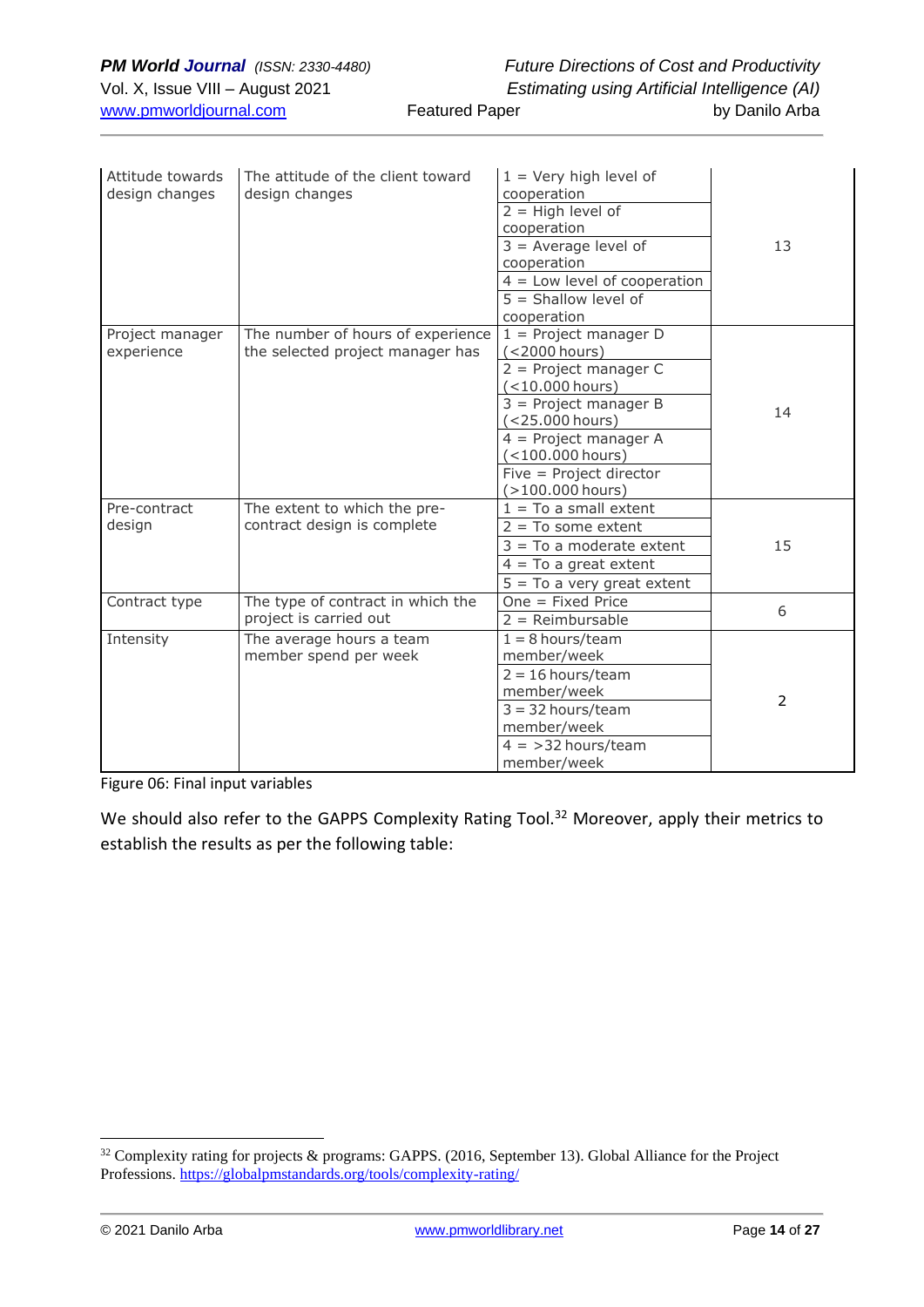| | | | |
|---|---|---|---|
| Attitude towards design changes | The attitude of the client toward design changes | 1 = Very high level of cooperation | 13 |
| | | 2 = High level of cooperation | |
| | | 3 = Average level of cooperation | |
| | | 4 = Low level of cooperation | |
| | | 5 = Shallow level of cooperation | |
| Project manager experience | The number of hours of experience the selected project manager has | 1 = Project manager D (<2000 hours) | 14 |
| | | 2 = Project manager C (<10.000 hours) | |
| | | 3 = Project manager B (<25.000 hours) | |
| | | 4 = Project manager A (<100.000 hours) | |
| | | Five = Project director (>100.000 hours) | |
| Pre-contract design | The extent to which the pre-contract design is complete | 1 = To a small extent | 15 |
| | | 2 = To some extent | |
| | | 3 = To a moderate extent | |
| | | 4 = To a great extent | |
| | | 5 = To a very great extent | |
| Contract type | The type of contract in which the project is carried out | One = Fixed Price | 6 |
| | | 2 = Reimbursable | |
| Intensity | The average hours a team member spend per week | 1 = 8 hours/team member/week | 2 |
| | | 2 = 16 hours/team member/week | |
| | | 3 = 32 hours/team member/week | |
| | | 4 = >32 hours/team member/week | |

Figure 06: Final input variables

We should also refer to the GAPPS Complexity Rating Tool.[32] Moreover, apply their metrics to establish the results as per the following table:

[32] Complexity rating for projects & programs: GAPPS. (2016, September 13). Global Alliance for the Project Professions. https://globalpmstandards.org/tools/complexity-rating/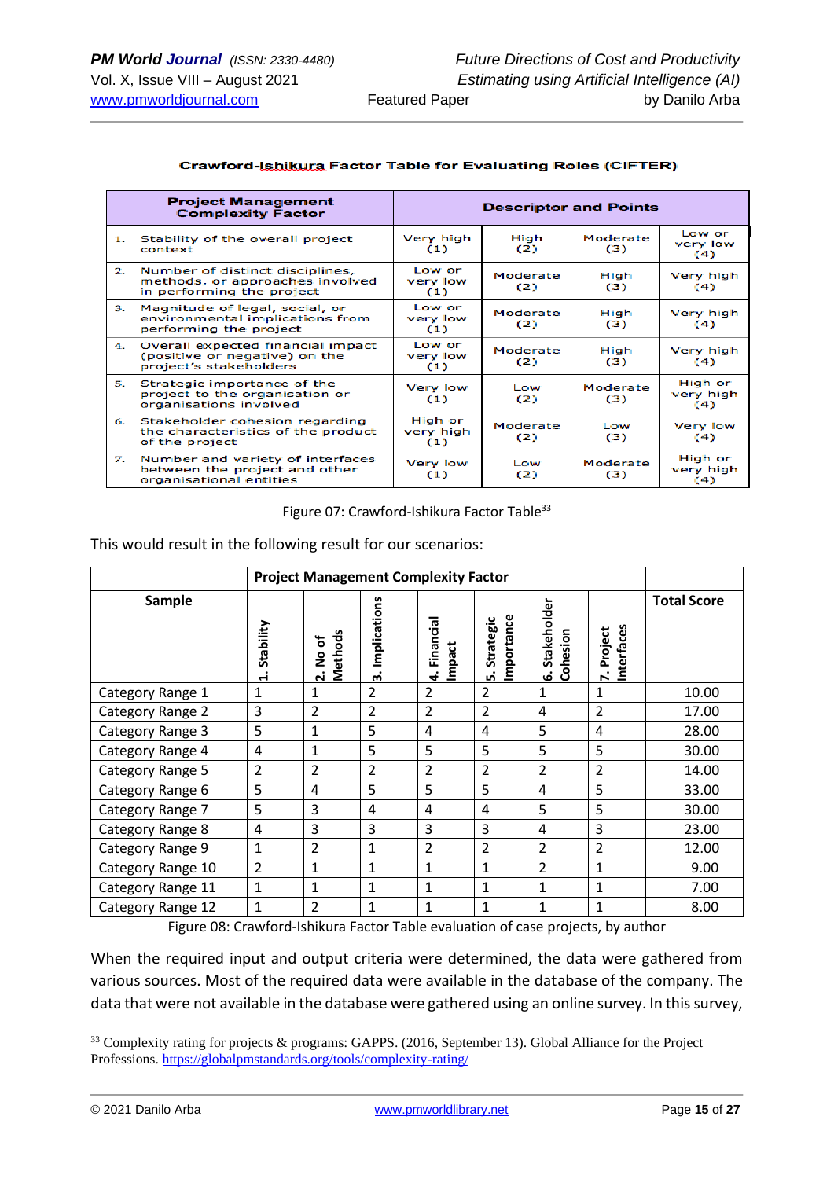**Crawford-Ishikura Factor Table for Evaluating Roles (CIFTER)**

| Project Management Complexity Factor | Descriptor and Points | | | |
|---|---|---|---|---|
| 1. Stability of the overall project context | Very high (1) | High (2) | Moderate (3) | Low or very low (4) |
| 2. Number of distinct disciplines, methods, or approaches involved in performing the project | Low or very low (1) | Moderate (2) | High (3) | Very high (4) |
| 3. Magnitude of legal, social, or environmental implications from performing the project | Low or very low (1) | Moderate (2) | High (3) | Very high (4) |
| 4. Overall expected financial impact (positive or negative) on the project's stakeholders | Low or very low (1) | Moderate (2) | High (3) | Very high (4) |
| 5. Strategic importance of the project to the organisation or organisations involved | Very low (1) | Low (2) | Moderate (3) | High or very high (4) |
| 6. Stakeholder cohesion regarding the characteristics of the product of the project | High or very high (1) | Moderate (2) | Low (3) | Very low (4) |
| 7. Number and variety of interfaces between the project and other organisational entities | Very low (1) | Low (2) | Moderate (3) | High or very high (4) |

Figure 07: Crawford-Ishikura Factor Table[33]

This would result in the following result for our scenarios:

| | Project Management Complexity Factor | | | | | | | |
|---|---|---|---|---|---|---|---|---|
| Sample | 1. Stability | 2. No of Methods | 3. Implications | 4. Financial Impact | 5. Strategic Importance | 6. Stakeholder Cohesion | 7. Project Interfaces | Total Score |
| Category Range 1 | 1 | 1 | 2 | 2 | 2 | 1 | 1 | 10.00 |
| Category Range 2 | 3 | 2 | 2 | 2 | 2 | 4 | 2 | 17.00 |
| Category Range 3 | 5 | 1 | 5 | 4 | 4 | 5 | 4 | 28.00 |
| Category Range 4 | 4 | 1 | 5 | 5 | 5 | 5 | 5 | 30.00 |
| Category Range 5 | 2 | 2 | 2 | 2 | 2 | 2 | 2 | 14.00 |
| Category Range 6 | 5 | 4 | 5 | 5 | 5 | 4 | 5 | 33.00 |
| Category Range 7 | 5 | 3 | 4 | 4 | 4 | 5 | 5 | 30.00 |
| Category Range 8 | 4 | 3 | 3 | 3 | 3 | 4 | 3 | 23.00 |
| Category Range 9 | 1 | 2 | 1 | 2 | 2 | 2 | 2 | 12.00 |
| Category Range 10 | 2 | 1 | 1 | 1 | 1 | 2 | 1 | 9.00 |
| Category Range 11 | 1 | 1 | 1 | 1 | 1 | 1 | 1 | 7.00 |
| Category Range 12 | 1 | 2 | 1 | 1 | 1 | 1 | 1 | 8.00 |

Figure 08: Crawford-Ishikura Factor Table evaluation of case projects, by author

When the required input and output criteria were determined, the data were gathered from various sources. Most of the required data were available in the database of the company. The data that were not available in the database were gathered using an online survey. In this survey,

[33] Complexity rating for projects & programs: GAPPS. (2016, September 13). Global Alliance for the Project Professions. https://globalpmstandards.org/tools/complexity-rating/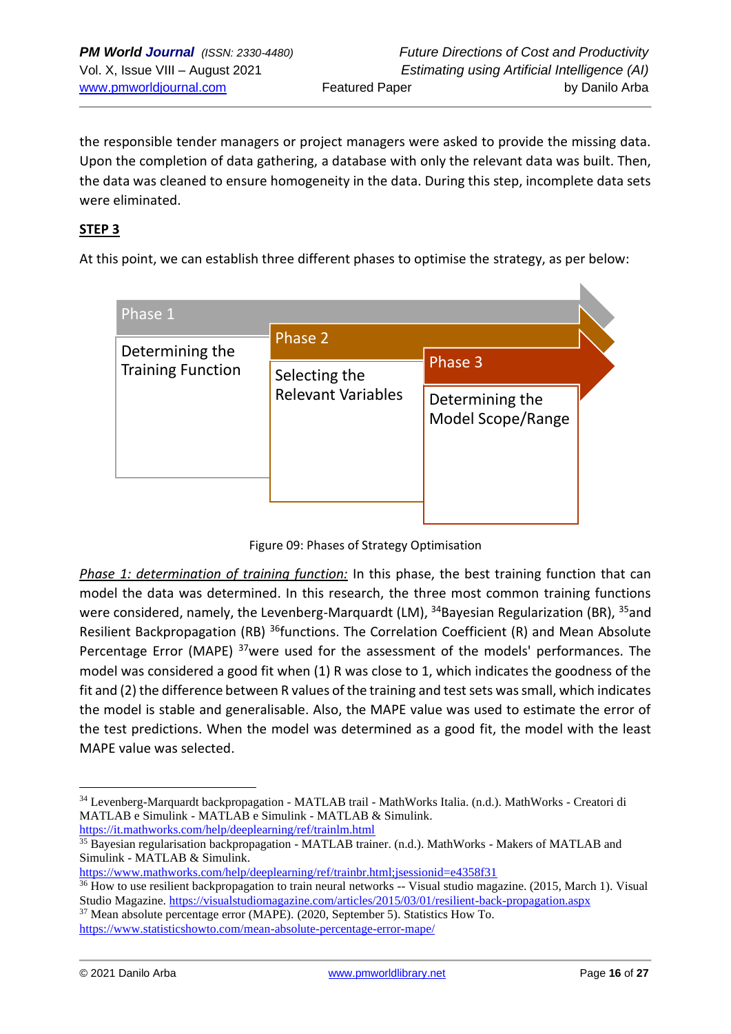the responsible tender managers or project managers were asked to provide the missing data. Upon the completion of data gathering, a database with only the relevant data was built. Then, the data was cleaned to ensure homogeneity in the data. During this step, incomplete data sets were eliminated.

**STEP 3**

At this point, we can establish three different phases to optimise the strategy, as per below:

Phase 1 – Determining the Training Function

Phase 2 – Selecting the Relevant Variables

Phase 3 – Determining the Model Scope/Range

Figure 09: Phases of Strategy Optimisation

*Phase 1: determination of training function:* In this phase, the best training function that can model the data was determined. In this research, the three most common training functions were considered, namely, the Levenberg-Marquardt (LM), [34]Bayesian Regularization (BR), [35]and Resilient Backpropagation (RB) [36]functions. The Correlation Coefficient (R) and Mean Absolute Percentage Error (MAPE) [37]were used for the assessment of the models' performances. The model was considered a good fit when (1) R was close to 1, which indicates the goodness of the fit and (2) the difference between R values of the training and test sets was small, which indicates the model is stable and generalisable. Also, the MAPE value was used to estimate the error of the test predictions. When the model was determined as a good fit, the model with the least MAPE value was selected.

---

[34] Levenberg-Marquardt backpropagation - MATLAB trail - MathWorks Italia. (n.d.). MathWorks - Creatori di MATLAB e Simulink - MATLAB e Simulink - MATLAB & Simulink. https://it.mathworks.com/help/deeplearning/ref/trainlm.html

[35] Bayesian regularisation backpropagation - MATLAB trainer. (n.d.). MathWorks - Makers of MATLAB and Simulink - MATLAB & Simulink. https://www.mathworks.com/help/deeplearning/ref/trainbr.html;jsessionid=e4358f31

[36] How to use resilient backpropagation to train neural networks -- Visual studio magazine. (2015, March 1). Visual Studio Magazine. https://visualstudiomagazine.com/articles/2015/03/01/resilient-back-propagation.aspx

[37] Mean absolute percentage error (MAPE). (2020, September 5). Statistics How To. https://www.statisticshowto.com/mean-absolute-percentage-error-mape/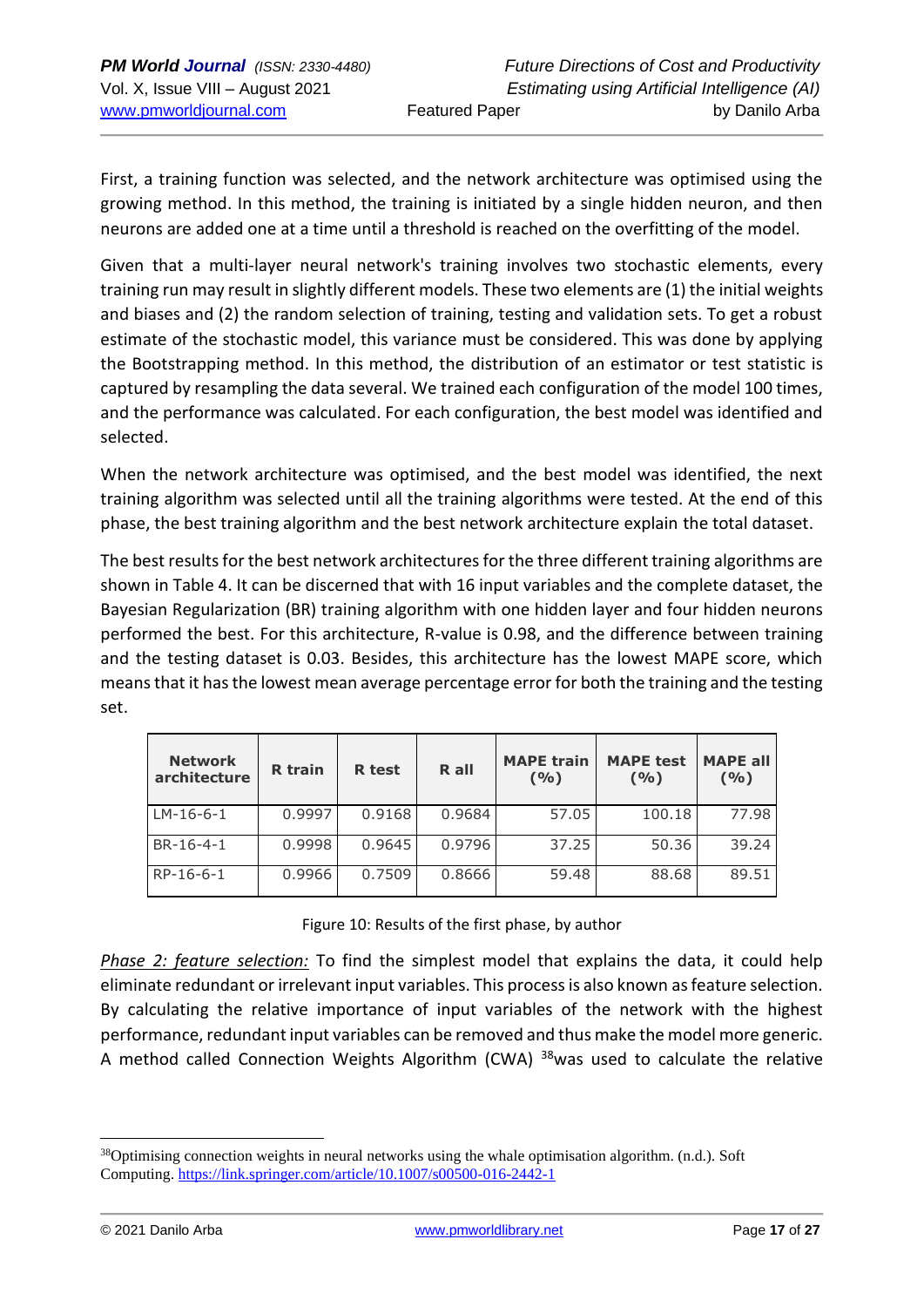First, a training function was selected, and the network architecture was optimised using the growing method. In this method, the training is initiated by a single hidden neuron, and then neurons are added one at a time until a threshold is reached on the overfitting of the model.

Given that a multi-layer neural network's training involves two stochastic elements, every training run may result in slightly different models. These two elements are (1) the initial weights and biases and (2) the random selection of training, testing and validation sets. To get a robust estimate of the stochastic model, this variance must be considered. This was done by applying the Bootstrapping method. In this method, the distribution of an estimator or test statistic is captured by resampling the data several. We trained each configuration of the model 100 times, and the performance was calculated. For each configuration, the best model was identified and selected.

When the network architecture was optimised, and the best model was identified, the next training algorithm was selected until all the training algorithms were tested. At the end of this phase, the best training algorithm and the best network architecture explain the total dataset.

The best results for the best network architectures for the three different training algorithms are shown in Table 4. It can be discerned that with 16 input variables and the complete dataset, the Bayesian Regularization (BR) training algorithm with one hidden layer and four hidden neurons performed the best. For this architecture, R-value is 0.98, and the difference between training and the testing dataset is 0.03. Besides, this architecture has the lowest MAPE score, which means that it has the lowest mean average percentage error for both the training and the testing set.

| Network architecture | R train | R test | R all | MAPE train (%) | MAPE test (%) | MAPE all (%) |
| --- | --- | --- | --- | --- | --- | --- |
| LM-16-6-1 | 0.9997 | 0.9168 | 0.9684 | 57.05 | 100.18 | 77.98 |
| BR-16-4-1 | 0.9998 | 0.9645 | 0.9796 | 37.25 | 50.36 | 39.24 |
| RP-16-6-1 | 0.9966 | 0.7509 | 0.8666 | 59.48 | 88.68 | 89.51 |

Figure 10: Results of the first phase, by author

*Phase 2: feature selection:* To find the simplest model that explains the data, it could help eliminate redundant or irrelevant input variables. This process is also known as feature selection. By calculating the relative importance of input variables of the network with the highest performance, redundant input variables can be removed and thus make the model more generic. A method called Connection Weights Algorithm (CWA) [38]was used to calculate the relative

[38]Optimising connection weights in neural networks using the whale optimisation algorithm. (n.d.). Soft Computing. https://link.springer.com/article/10.1007/s00500-016-2442-1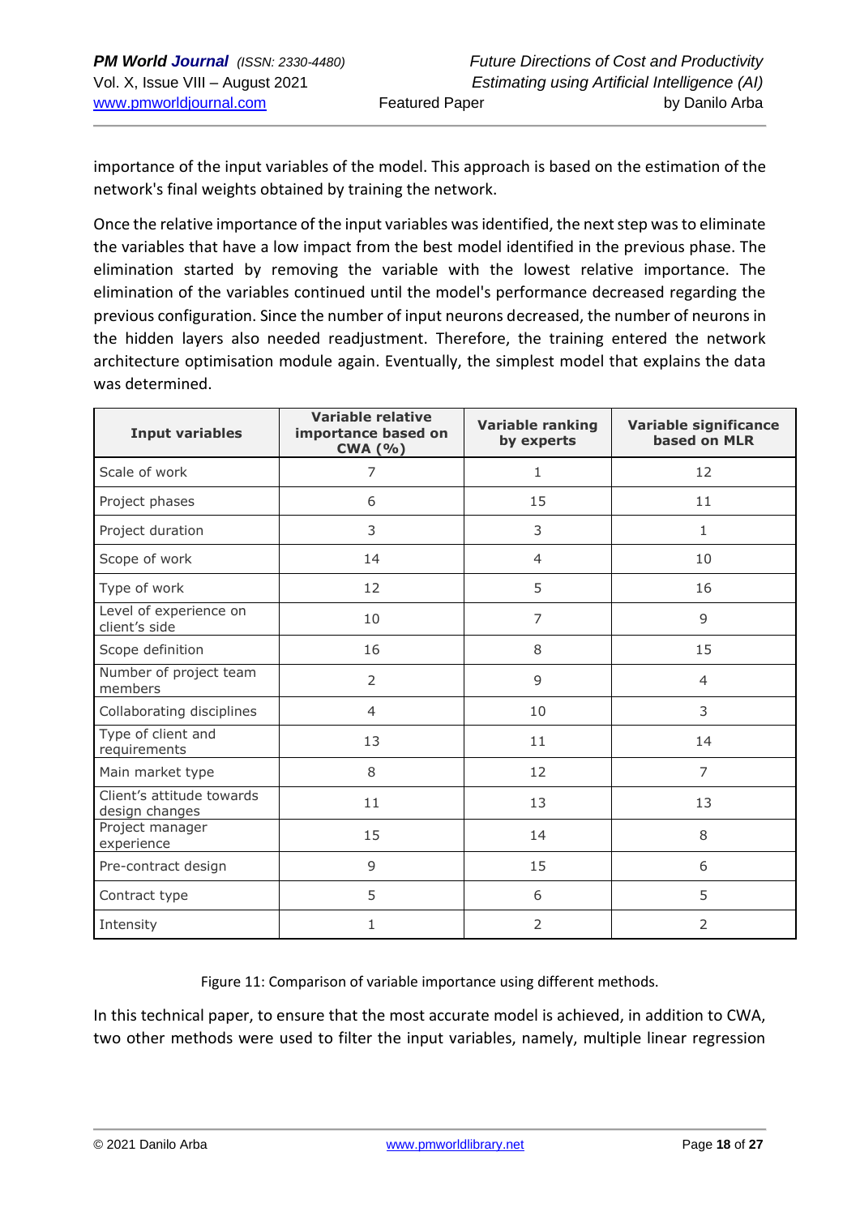importance of the input variables of the model. This approach is based on the estimation of the network's final weights obtained by training the network.

Once the relative importance of the input variables was identified, the next step was to eliminate the variables that have a low impact from the best model identified in the previous phase. The elimination started by removing the variable with the lowest relative importance. The elimination of the variables continued until the model's performance decreased regarding the previous configuration. Since the number of input neurons decreased, the number of neurons in the hidden layers also needed readjustment. Therefore, the training entered the network architecture optimisation module again. Eventually, the simplest model that explains the data was determined.

| Input variables | Variable relative importance based on CWA (%) | Variable ranking by experts | Variable significance based on MLR |
|---|---|---|---|
| Scale of work | 7 | 1 | 12 |
| Project phases | 6 | 15 | 11 |
| Project duration | 3 | 3 | 1 |
| Scope of work | 14 | 4 | 10 |
| Type of work | 12 | 5 | 16 |
| Level of experience on client's side | 10 | 7 | 9 |
| Scope definition | 16 | 8 | 15 |
| Number of project team members | 2 | 9 | 4 |
| Collaborating disciplines | 4 | 10 | 3 |
| Type of client and requirements | 13 | 11 | 14 |
| Main market type | 8 | 12 | 7 |
| Client's attitude towards design changes | 11 | 13 | 13 |
| Project manager experience | 15 | 14 | 8 |
| Pre-contract design | 9 | 15 | 6 |
| Contract type | 5 | 6 | 5 |
| Intensity | 1 | 2 | 2 |

Figure 11: Comparison of variable importance using different methods.

In this technical paper, to ensure that the most accurate model is achieved, in addition to CWA, two other methods were used to filter the input variables, namely, multiple linear regression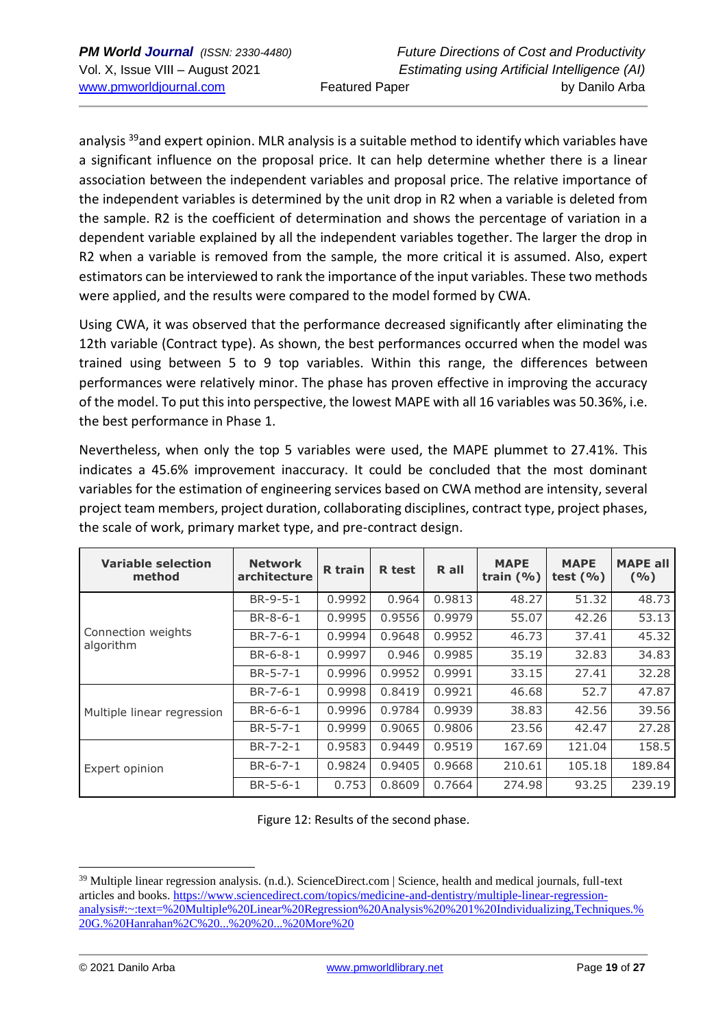analysis [39]and expert opinion. MLR analysis is a suitable method to identify which variables have a significant influence on the proposal price. It can help determine whether there is a linear association between the independent variables and proposal price. The relative importance of the independent variables is determined by the unit drop in R2 when a variable is deleted from the sample. R2 is the coefficient of determination and shows the percentage of variation in a dependent variable explained by all the independent variables together. The larger the drop in R2 when a variable is removed from the sample, the more critical it is assumed. Also, expert estimators can be interviewed to rank the importance of the input variables. These two methods were applied, and the results were compared to the model formed by CWA.

Using CWA, it was observed that the performance decreased significantly after eliminating the 12th variable (Contract type). As shown, the best performances occurred when the model was trained using between 5 to 9 top variables. Within this range, the differences between performances were relatively minor. The phase has proven effective in improving the accuracy of the model. To put this into perspective, the lowest MAPE with all 16 variables was 50.36%, i.e. the best performance in Phase 1.

Nevertheless, when only the top 5 variables were used, the MAPE plummet to 27.41%. This indicates a 45.6% improvement inaccuracy. It could be concluded that the most dominant variables for the estimation of engineering services based on CWA method are intensity, several project team members, project duration, collaborating disciplines, contract type, project phases, the scale of work, primary market type, and pre-contract design.

| Variable selection method | Network architecture | R train | R test | R all | MAPE train (%) | MAPE test (%) | MAPE all (%) |
|---|---|---|---|---|---|---|---|
| Connection weights algorithm | BR-9-5-1 | 0.9992 | 0.964 | 0.9813 | 48.27 | 51.32 | 48.73 |
| | BR-8-6-1 | 0.9995 | 0.9556 | 0.9979 | 55.07 | 42.26 | 53.13 |
| | BR-7-6-1 | 0.9994 | 0.9648 | 0.9952 | 46.73 | 37.41 | 45.32 |
| | BR-6-8-1 | 0.9997 | 0.946 | 0.9985 | 35.19 | 32.83 | 34.83 |
| | BR-5-7-1 | 0.9996 | 0.9952 | 0.9991 | 33.15 | 27.41 | 32.28 |
| Multiple linear regression | BR-7-6-1 | 0.9998 | 0.8419 | 0.9921 | 46.68 | 52.7 | 47.87 |
| | BR-6-6-1 | 0.9996 | 0.9784 | 0.9939 | 38.83 | 42.56 | 39.56 |
| | BR-5-7-1 | 0.9999 | 0.9065 | 0.9806 | 23.56 | 42.47 | 27.28 |
| Expert opinion | BR-7-2-1 | 0.9583 | 0.9449 | 0.9519 | 167.69 | 121.04 | 158.5 |
| | BR-6-7-1 | 0.9824 | 0.9405 | 0.9668 | 210.61 | 105.18 | 189.84 |
| | BR-5-6-1 | 0.753 | 0.8609 | 0.7664 | 274.98 | 93.25 | 239.19 |

Figure 12: Results of the second phase.

[39] Multiple linear regression analysis. (n.d.). ScienceDirect.com | Science, health and medical journals, full-text articles and books. https://www.sciencedirect.com/topics/medicine-and-dentistry/multiple-linear-regression-analysis#:~:text=%20Multiple%20Linear%20Regression%20Analysis%20%201%20Individualizing,Techniques.%20G.%20Hanrahan%2C%20...%20%20...%20More%20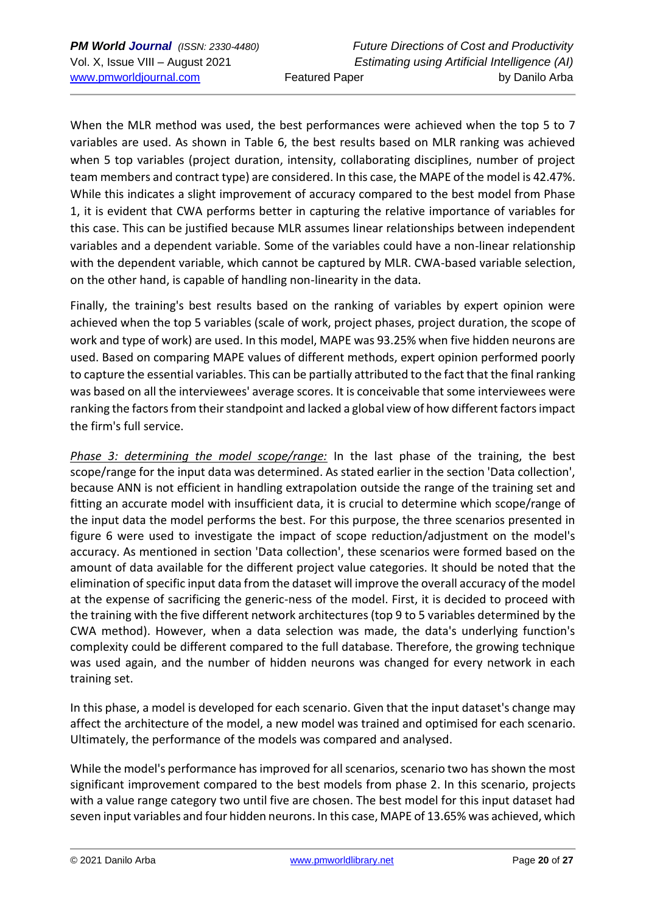When the MLR method was used, the best performances were achieved when the top 5 to 7 variables are used. As shown in Table 6, the best results based on MLR ranking was achieved when 5 top variables (project duration, intensity, collaborating disciplines, number of project team members and contract type) are considered. In this case, the MAPE of the model is 42.47%. While this indicates a slight improvement of accuracy compared to the best model from Phase 1, it is evident that CWA performs better in capturing the relative importance of variables for this case. This can be justified because MLR assumes linear relationships between independent variables and a dependent variable. Some of the variables could have a non-linear relationship with the dependent variable, which cannot be captured by MLR. CWA-based variable selection, on the other hand, is capable of handling non-linearity in the data.

Finally, the training's best results based on the ranking of variables by expert opinion were achieved when the top 5 variables (scale of work, project phases, project duration, the scope of work and type of work) are used. In this model, MAPE was 93.25% when five hidden neurons are used. Based on comparing MAPE values of different methods, expert opinion performed poorly to capture the essential variables. This can be partially attributed to the fact that the final ranking was based on all the interviewees' average scores. It is conceivable that some interviewees were ranking the factors from their standpoint and lacked a global view of how different factors impact the firm's full service.

*Phase 3: determining the model scope/range:* In the last phase of the training, the best scope/range for the input data was determined. As stated earlier in the section 'Data collection', because ANN is not efficient in handling extrapolation outside the range of the training set and fitting an accurate model with insufficient data, it is crucial to determine which scope/range of the input data the model performs the best. For this purpose, the three scenarios presented in figure 6 were used to investigate the impact of scope reduction/adjustment on the model's accuracy. As mentioned in section 'Data collection', these scenarios were formed based on the amount of data available for the different project value categories. It should be noted that the elimination of specific input data from the dataset will improve the overall accuracy of the model at the expense of sacrificing the generic-ness of the model. First, it is decided to proceed with the training with the five different network architectures (top 9 to 5 variables determined by the CWA method). However, when a data selection was made, the data's underlying function's complexity could be different compared to the full database. Therefore, the growing technique was used again, and the number of hidden neurons was changed for every network in each training set.

In this phase, a model is developed for each scenario. Given that the input dataset's change may affect the architecture of the model, a new model was trained and optimised for each scenario. Ultimately, the performance of the models was compared and analysed.

While the model's performance has improved for all scenarios, scenario two has shown the most significant improvement compared to the best models from phase 2. In this scenario, projects with a value range category two until five are chosen. The best model for this input dataset had seven input variables and four hidden neurons. In this case, MAPE of 13.65% was achieved, which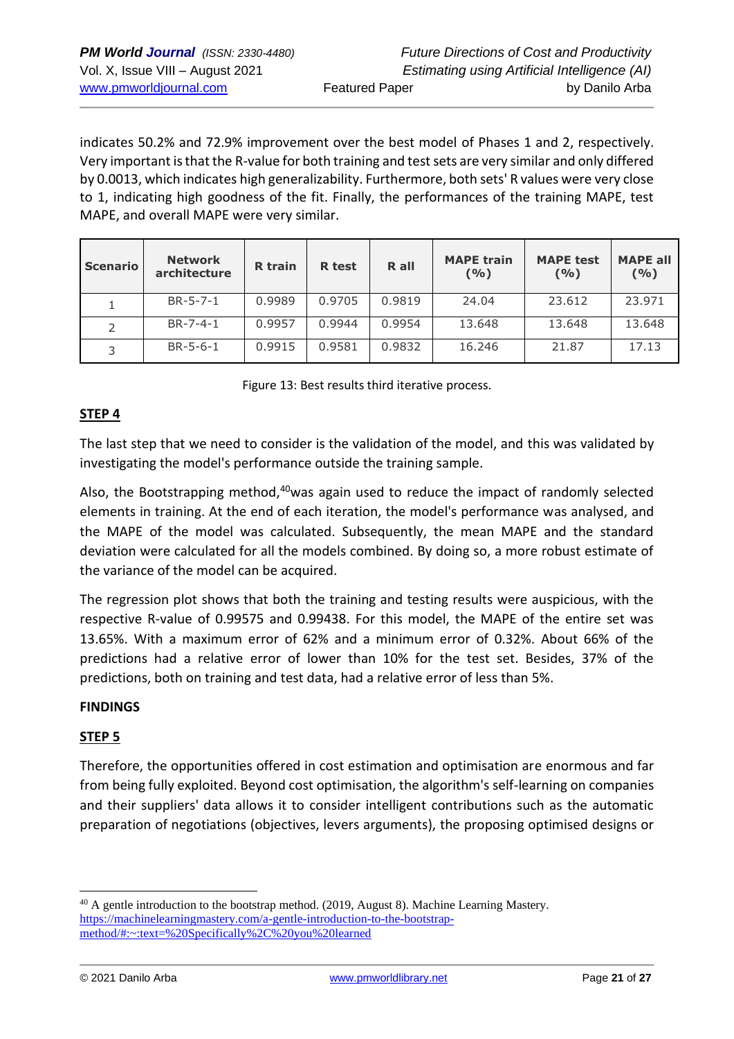indicates 50.2% and 72.9% improvement over the best model of Phases 1 and 2, respectively. Very important is that the R-value for both training and test sets are very similar and only differed by 0.0013, which indicates high generalizability. Furthermore, both sets' R values were very close to 1, indicating high goodness of the fit. Finally, the performances of the training MAPE, test MAPE, and overall MAPE were very similar.

| Scenario | Network architecture | R train | R test | R all | MAPE train (%) | MAPE test (%) | MAPE all (%) |
|---|---|---|---|---|---|---|---|
| 1 | BR-5-7-1 | 0.9989 | 0.9705 | 0.9819 | 24.04 | 23.612 | 23.971 |
| 2 | BR-7-4-1 | 0.9957 | 0.9944 | 0.9954 | 13.648 | 13.648 | 13.648 |
| 3 | BR-5-6-1 | 0.9915 | 0.9581 | 0.9832 | 16.246 | 21.87 | 17.13 |

Figure 13: Best results third iterative process.

**STEP 4**

The last step that we need to consider is the validation of the model, and this was validated by investigating the model's performance outside the training sample.

Also, the Bootstrapping method,[40]was again used to reduce the impact of randomly selected elements in training. At the end of each iteration, the model's performance was analysed, and the MAPE of the model was calculated. Subsequently, the mean MAPE and the standard deviation were calculated for all the models combined. By doing so, a more robust estimate of the variance of the model can be acquired.

The regression plot shows that both the training and testing results were auspicious, with the respective R-value of 0.99575 and 0.99438. For this model, the MAPE of the entire set was 13.65%. With a maximum error of 62% and a minimum error of 0.32%. About 66% of the predictions had a relative error of lower than 10% for the test set. Besides, 37% of the predictions, both on training and test data, had a relative error of less than 5%.

**FINDINGS**

**STEP 5**

Therefore, the opportunities offered in cost estimation and optimisation are enormous and far from being fully exploited. Beyond cost optimisation, the algorithm's self-learning on companies and their suppliers' data allows it to consider intelligent contributions such as the automatic preparation of negotiations (objectives, levers arguments), the proposing optimised designs or

[40] A gentle introduction to the bootstrap method. (2019, August 8). Machine Learning Mastery. https://machinelearningmastery.com/a-gentle-introduction-to-the-bootstrap-method/#:~:text=%20Specifically%2C%20you%20learned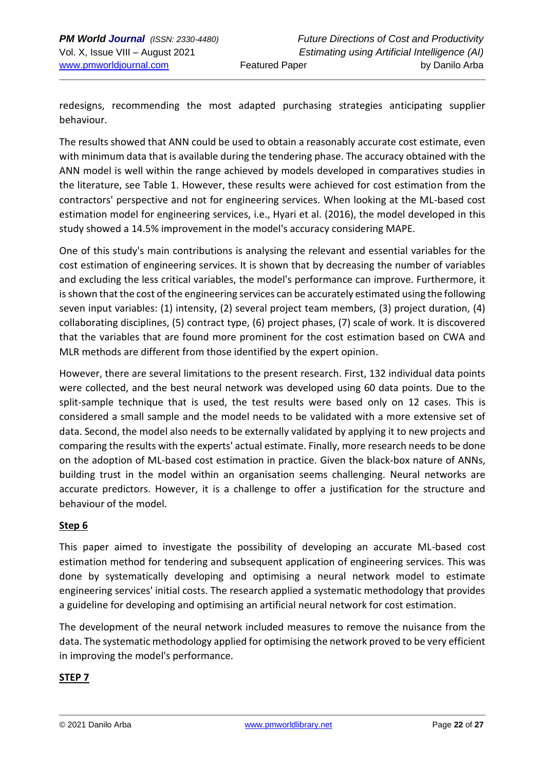redesigns, recommending the most adapted purchasing strategies anticipating supplier behaviour.

The results showed that ANN could be used to obtain a reasonably accurate cost estimate, even with minimum data that is available during the tendering phase. The accuracy obtained with the ANN model is well within the range achieved by models developed in comparatives studies in the literature, see Table 1. However, these results were achieved for cost estimation from the contractors' perspective and not for engineering services. When looking at the ML-based cost estimation model for engineering services, i.e., Hyari et al. (2016), the model developed in this study showed a 14.5% improvement in the model's accuracy considering MAPE.

One of this study's main contributions is analysing the relevant and essential variables for the cost estimation of engineering services. It is shown that by decreasing the number of variables and excluding the less critical variables, the model's performance can improve. Furthermore, it is shown that the cost of the engineering services can be accurately estimated using the following seven input variables: (1) intensity, (2) several project team members, (3) project duration, (4) collaborating disciplines, (5) contract type, (6) project phases, (7) scale of work. It is discovered that the variables that are found more prominent for the cost estimation based on CWA and MLR methods are different from those identified by the expert opinion.

However, there are several limitations to the present research. First, 132 individual data points were collected, and the best neural network was developed using 60 data points. Due to the split-sample technique that is used, the test results were based only on 12 cases. This is considered a small sample and the model needs to be validated with a more extensive set of data. Second, the model also needs to be externally validated by applying it to new projects and comparing the results with the experts' actual estimate. Finally, more research needs to be done on the adoption of ML-based cost estimation in practice. Given the black-box nature of ANNs, building trust in the model within an organisation seems challenging. Neural networks are accurate predictors. However, it is a challenge to offer a justification for the structure and behaviour of the model.

**Step 6**

This paper aimed to investigate the possibility of developing an accurate ML-based cost estimation method for tendering and subsequent application of engineering services. This was done by systematically developing and optimising a neural network model to estimate engineering services' initial costs. The research applied a systematic methodology that provides a guideline for developing and optimising an artificial neural network for cost estimation.

The development of the neural network included measures to remove the nuisance from the data. The systematic methodology applied for optimising the network proved to be very efficient in improving the model's performance.

**STEP 7**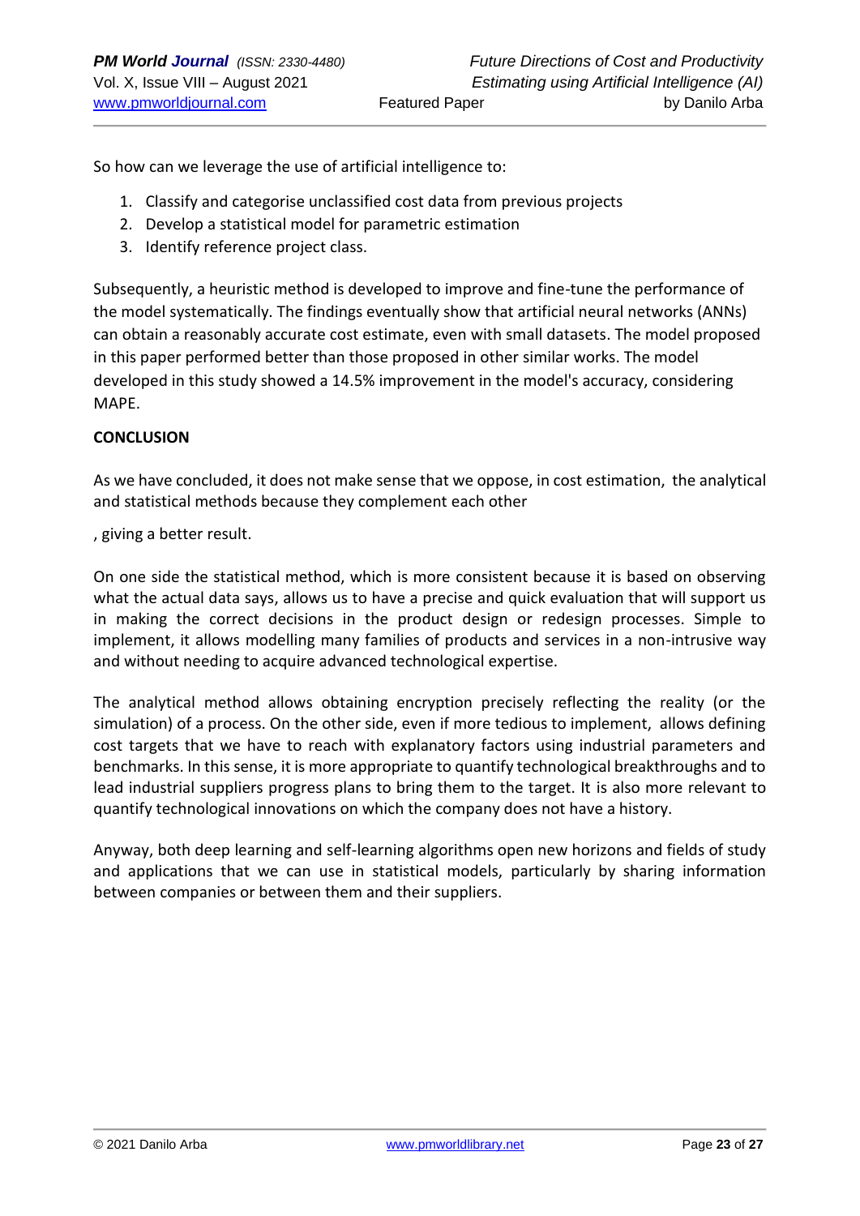So how can we leverage the use of artificial intelligence to:

1. Classify and categorise unclassified cost data from previous projects
2. Develop a statistical model for parametric estimation
3. Identify reference project class.

Subsequently, a heuristic method is developed to improve and fine-tune the performance of the model systematically. The findings eventually show that artificial neural networks (ANNs) can obtain a reasonably accurate cost estimate, even with small datasets. The model proposed in this paper performed better than those proposed in other similar works. The model developed in this study showed a 14.5% improvement in the model's accuracy, considering MAPE.

**CONCLUSION**

As we have concluded, it does not make sense that we oppose, in cost estimation, the analytical and statistical methods because they complement each other

, giving a better result.

On one side the statistical method, which is more consistent because it is based on observing what the actual data says, allows us to have a precise and quick evaluation that will support us in making the correct decisions in the product design or redesign processes. Simple to implement, it allows modelling many families of products and services in a non-intrusive way and without needing to acquire advanced technological expertise.

The analytical method allows obtaining encryption precisely reflecting the reality (or the simulation) of a process. On the other side, even if more tedious to implement, allows defining cost targets that we have to reach with explanatory factors using industrial parameters and benchmarks. In this sense, it is more appropriate to quantify technological breakthroughs and to lead industrial suppliers progress plans to bring them to the target. It is also more relevant to quantify technological innovations on which the company does not have a history.

Anyway, both deep learning and self-learning algorithms open new horizons and fields of study and applications that we can use in statistical models, particularly by sharing information between companies or between them and their suppliers.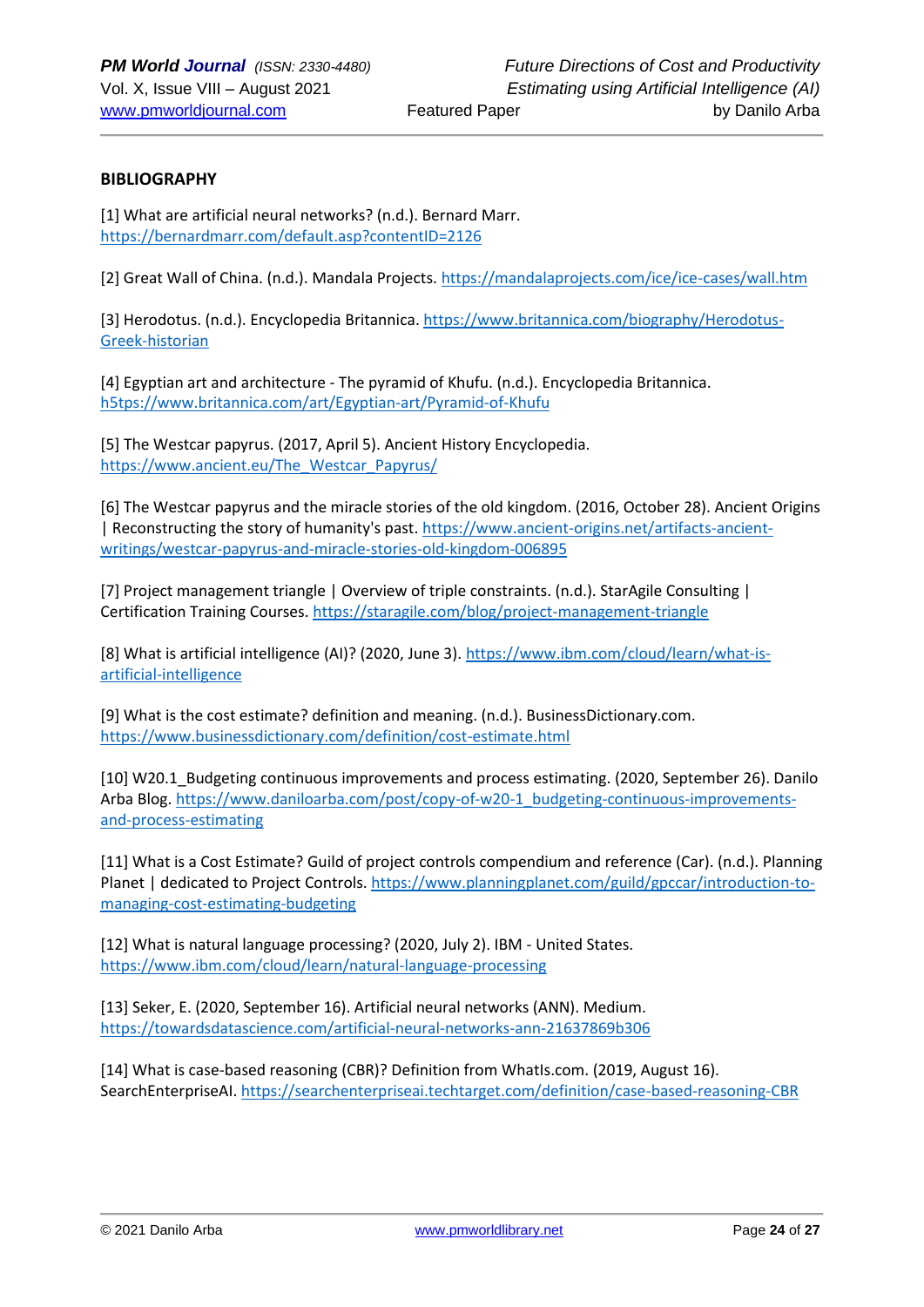**BIBLIOGRAPHY**

[1] What are artificial neural networks? (n.d.). Bernard Marr. https://bernardmarr.com/default.asp?contentID=2126

[2] Great Wall of China. (n.d.). Mandala Projects. https://mandalaprojects.com/ice/ice-cases/wall.htm

[3] Herodotus. (n.d.). Encyclopedia Britannica. https://www.britannica.com/biography/Herodotus-Greek-historian

[4] Egyptian art and architecture - The pyramid of Khufu. (n.d.). Encyclopedia Britannica. h5tps://www.britannica.com/art/Egyptian-art/Pyramid-of-Khufu

[5] The Westcar papyrus. (2017, April 5). Ancient History Encyclopedia. https://www.ancient.eu/The_Westcar_Papyrus/

[6] The Westcar papyrus and the miracle stories of the old kingdom. (2016, October 28). Ancient Origins | Reconstructing the story of humanity's past. https://www.ancient-origins.net/artifacts-ancient-writings/westcar-papyrus-and-miracle-stories-old-kingdom-006895

[7] Project management triangle | Overview of triple constraints. (n.d.). StarAgile Consulting | Certification Training Courses. https://staragile.com/blog/project-management-triangle

[8] What is artificial intelligence (AI)? (2020, June 3). https://www.ibm.com/cloud/learn/what-is-artificial-intelligence

[9] What is the cost estimate? definition and meaning. (n.d.). BusinessDictionary.com. https://www.businessdictionary.com/definition/cost-estimate.html

[10] W20.1_Budgeting continuous improvements and process estimating. (2020, September 26). Danilo Arba Blog. https://www.daniloarba.com/post/copy-of-w20-1_budgeting-continuous-improvements-and-process-estimating

[11] What is a Cost Estimate? Guild of project controls compendium and reference (Car). (n.d.). Planning Planet | dedicated to Project Controls. https://www.planningplanet.com/guild/gpccar/introduction-to-managing-cost-estimating-budgeting

[12] What is natural language processing? (2020, July 2). IBM - United States. https://www.ibm.com/cloud/learn/natural-language-processing

[13] Seker, E. (2020, September 16). Artificial neural networks (ANN). Medium. https://towardsdatascience.com/artificial-neural-networks-ann-21637869b306

[14] What is case-based reasoning (CBR)? Definition from WhatIs.com. (2019, August 16). SearchEnterpriseAI. https://searchenterpriseai.techtarget.com/definition/case-based-reasoning-CBR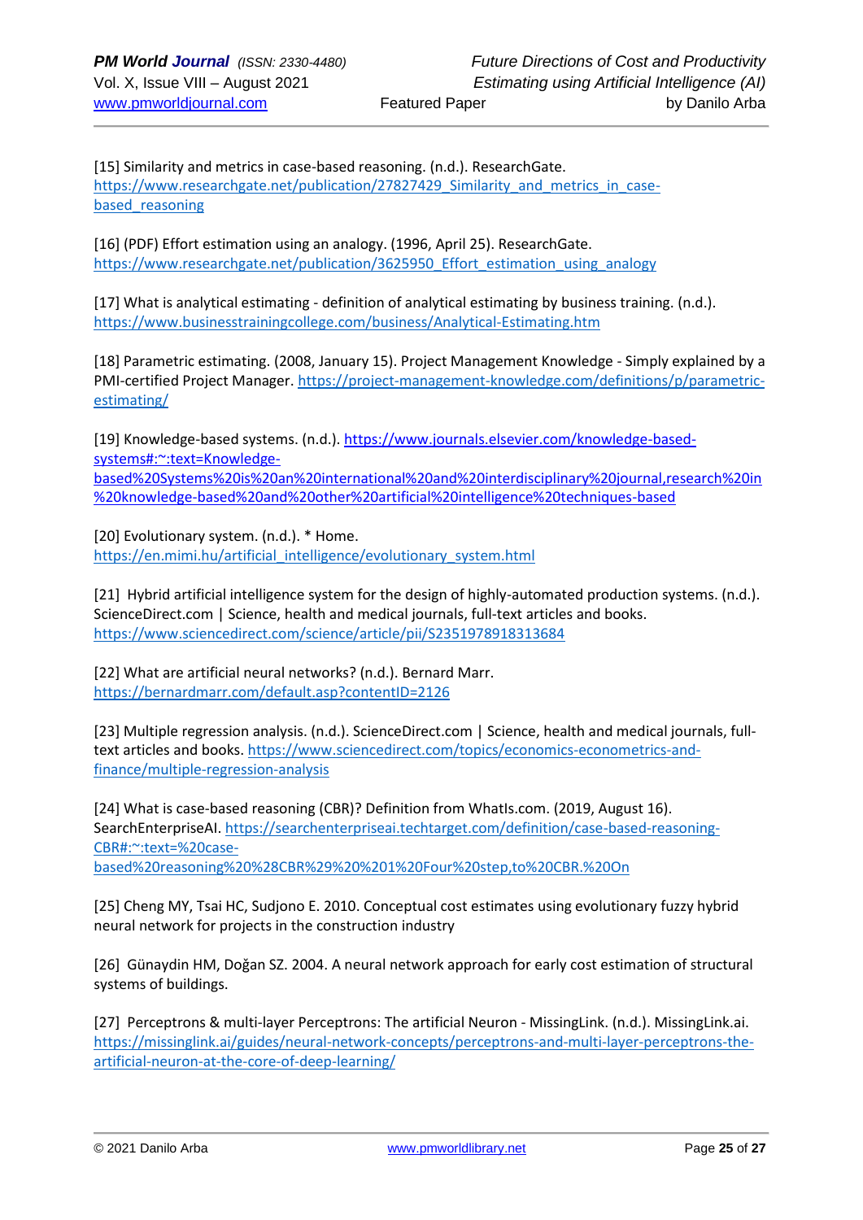[15] Similarity and metrics in case-based reasoning. (n.d.). ResearchGate. https://www.researchgate.net/publication/27827429_Similarity_and_metrics_in_case-based_reasoning

[16] (PDF) Effort estimation using an analogy. (1996, April 25). ResearchGate. https://www.researchgate.net/publication/3625950_Effort_estimation_using_analogy

[17] What is analytical estimating - definition of analytical estimating by business training. (n.d.). https://www.businesstrainingcollege.com/business/Analytical-Estimating.htm

[18] Parametric estimating. (2008, January 15). Project Management Knowledge - Simply explained by a PMI-certified Project Manager. https://project-management-knowledge.com/definitions/p/parametric-estimating/

[19] Knowledge-based systems. (n.d.). https://www.journals.elsevier.com/knowledge-based-systems#:~:text=Knowledge-based%20Systems%20is%20an%20international%20and%20interdisciplinary%20journal,research%20in%20knowledge-based%20and%20other%20artificial%20intelligence%20techniques-based

[20] Evolutionary system. (n.d.). * Home. https://en.mimi.hu/artificial_intelligence/evolutionary_system.html

[21] Hybrid artificial intelligence system for the design of highly-automated production systems. (n.d.). ScienceDirect.com | Science, health and medical journals, full-text articles and books. https://www.sciencedirect.com/science/article/pii/S2351978918313684

[22] What are artificial neural networks? (n.d.). Bernard Marr. https://bernardmarr.com/default.asp?contentID=2126

[23] Multiple regression analysis. (n.d.). ScienceDirect.com | Science, health and medical journals, full-text articles and books. https://www.sciencedirect.com/topics/economics-econometrics-and-finance/multiple-regression-analysis

[24] What is case-based reasoning (CBR)? Definition from WhatIs.com. (2019, August 16). SearchEnterpriseAI. https://searchenterpriseai.techtarget.com/definition/case-based-reasoning-CBR#:~:text=%20case-based%20reasoning%20%28CBR%29%20%201%20Four%20step,to%20CBR.%20On

[25] Cheng MY, Tsai HC, Sudjono E. 2010. Conceptual cost estimates using evolutionary fuzzy hybrid neural network for projects in the construction industry

[26] Günaydin HM, Doğan SZ. 2004. A neural network approach for early cost estimation of structural systems of buildings.

[27] Perceptrons & multi-layer Perceptrons: The artificial Neuron - MissingLink. (n.d.). MissingLink.ai. https://missinglink.ai/guides/neural-network-concepts/perceptrons-and-multi-layer-perceptrons-the-artificial-neuron-at-the-core-of-deep-learning/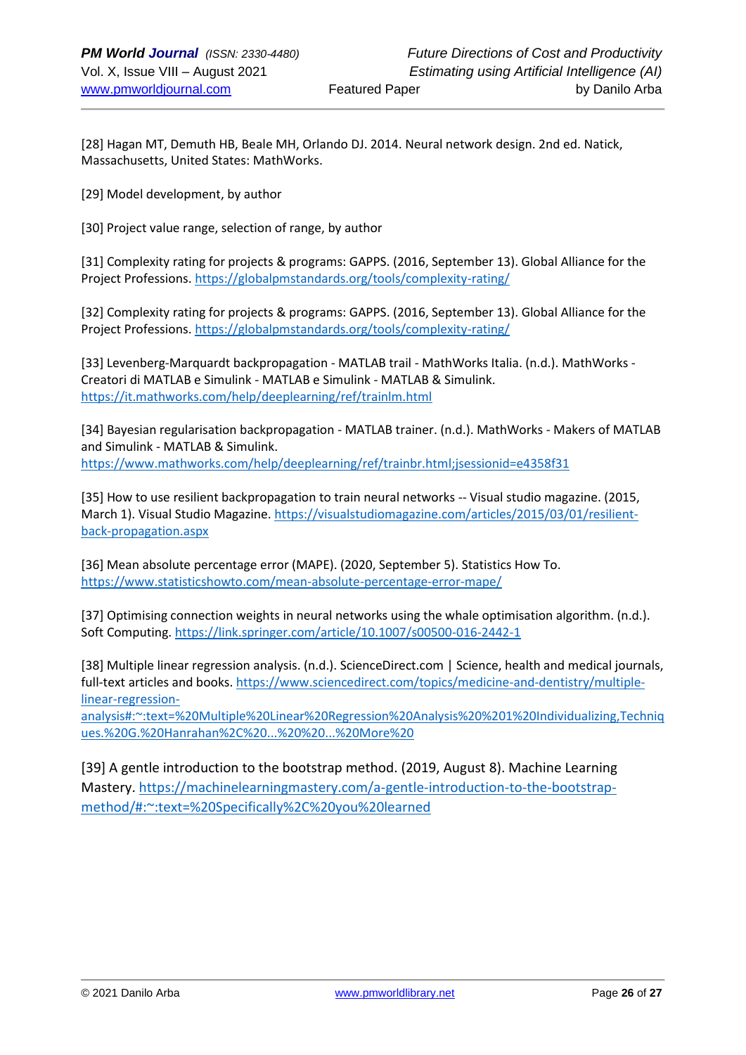[28] Hagan MT, Demuth HB, Beale MH, Orlando DJ. 2014. Neural network design. 2nd ed. Natick, Massachusetts, United States: MathWorks.

[29] Model development, by author

[30] Project value range, selection of range, by author

[31] Complexity rating for projects & programs: GAPPS. (2016, September 13). Global Alliance for the Project Professions. https://globalpmstandards.org/tools/complexity-rating/

[32] Complexity rating for projects & programs: GAPPS. (2016, September 13). Global Alliance for the Project Professions. https://globalpmstandards.org/tools/complexity-rating/

[33] Levenberg-Marquardt backpropagation - MATLAB trail - MathWorks Italia. (n.d.). MathWorks - Creatori di MATLAB e Simulink - MATLAB e Simulink - MATLAB & Simulink. https://it.mathworks.com/help/deeplearning/ref/trainlm.html

[34] Bayesian regularisation backpropagation - MATLAB trainer. (n.d.). MathWorks - Makers of MATLAB and Simulink - MATLAB & Simulink. https://www.mathworks.com/help/deeplearning/ref/trainbr.html;jsessionid=e4358f31

[35] How to use resilient backpropagation to train neural networks -- Visual studio magazine. (2015, March 1). Visual Studio Magazine. https://visualstudiomagazine.com/articles/2015/03/01/resilient-back-propagation.aspx

[36] Mean absolute percentage error (MAPE). (2020, September 5). Statistics How To. https://www.statisticshowto.com/mean-absolute-percentage-error-mape/

[37] Optimising connection weights in neural networks using the whale optimisation algorithm. (n.d.). Soft Computing. https://link.springer.com/article/10.1007/s00500-016-2442-1

[38] Multiple linear regression analysis. (n.d.). ScienceDirect.com | Science, health and medical journals, full-text articles and books. https://www.sciencedirect.com/topics/medicine-and-dentistry/multiple-linear-regression-analysis#:~:text=%20Multiple%20Linear%20Regression%20Analysis%20%201%20Individualizing,Techniques.%20G.%20Hanrahan%2C%20...%20%20...%20More%20

[39] A gentle introduction to the bootstrap method. (2019, August 8). Machine Learning Mastery. https://machinelearningmastery.com/a-gentle-introduction-to-the-bootstrap-method/#:~:text=%20Specifically%2C%20you%20learned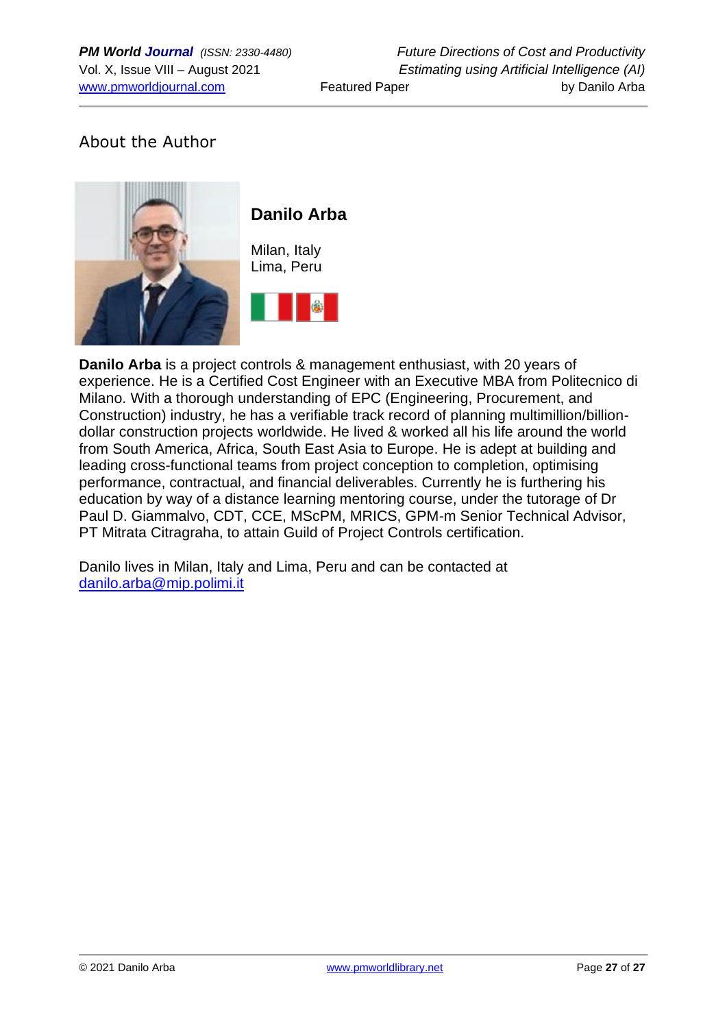## About the Author

### Danilo Arba

Milan, Italy
Lima, Peru

**Danilo Arba** is a project controls & management enthusiast, with 20 years of experience. He is a Certified Cost Engineer with an Executive MBA from Politecnico di Milano. With a thorough understanding of EPC (Engineering, Procurement, and Construction) industry, he has a verifiable track record of planning multimillion/billion-dollar construction projects worldwide. He lived & worked all his life around the world from South America, Africa, South East Asia to Europe. He is adept at building and leading cross-functional teams from project conception to completion, optimising performance, contractual, and financial deliverables. Currently he is furthering his education by way of a distance learning mentoring course, under the tutorage of Dr Paul D. Giammalvo, CDT, CCE, MScPM, MRICS, GPM-m Senior Technical Advisor, PT Mitrata Citragraha, to attain Guild of Project Controls certification.

Danilo lives in Milan, Italy and Lima, Peru and can be contacted at danilo.arba@mip.polimi.it